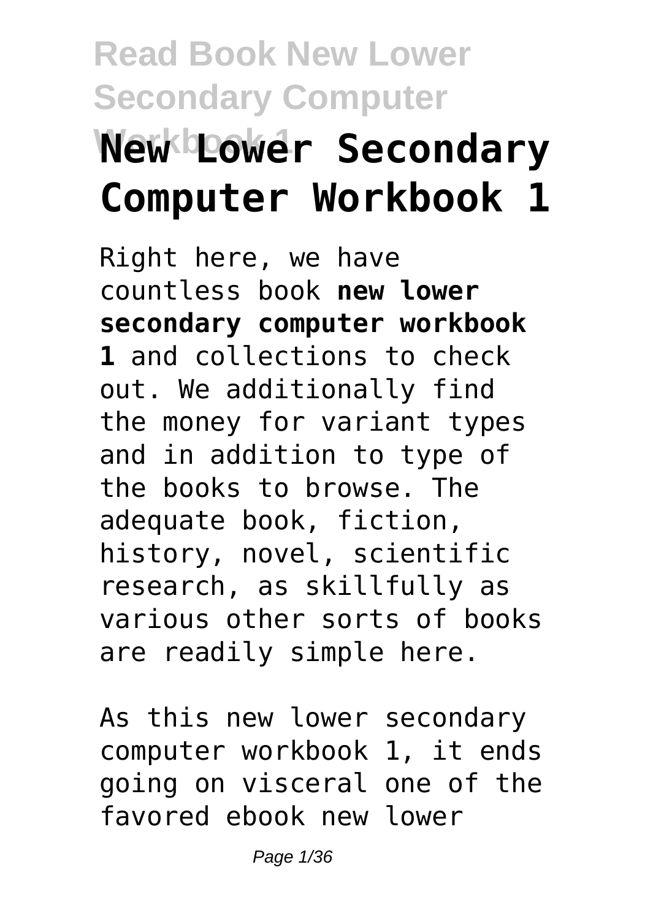# New Lower Secondary Computer Workbook 1

Right here, we have countless book **new lower secondary computer workbook 1** and collections to check out. We additionally find the money for variant types and in addition to type of the books to browse. The adequate book, fiction, history, novel, scientific research, as skillfully as various other sorts of books are readily simple here.

As this new lower secondary computer workbook 1, it ends going on visceral one of the favored ebook new lower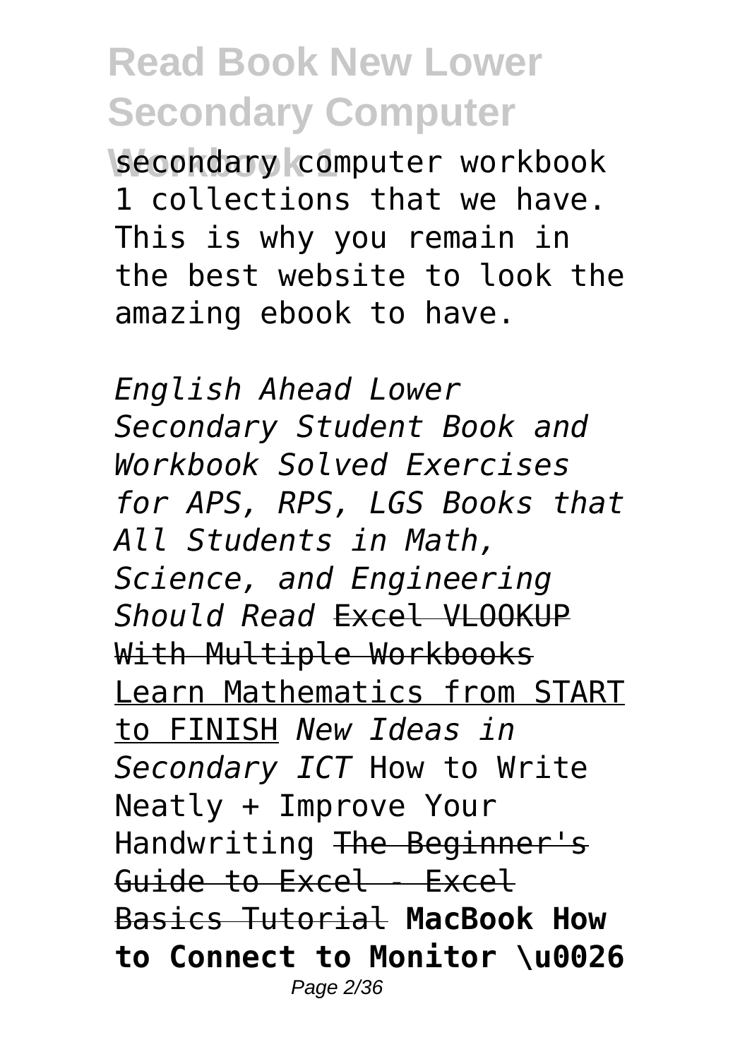secondary computer workbook 1 collections that we have. This is why you remain in the best website to look the amazing ebook to have.

*English Ahead Lower Secondary Student Book and Workbook Solved Exercises for APS, RPS, LGS Books that All Students in Math, Science, and Engineering Should Read* ~~Excel VLOOKUP With Multiple Workbooks~~ Learn Mathematics from START to FINISH *New Ideas in Secondary ICT* How to Write Neatly + Improve Your Handwriting ~~The Beginner's Guide to Excel - Excel Basics Tutorial~~ **MacBook How to Connect to Monitor \u0026**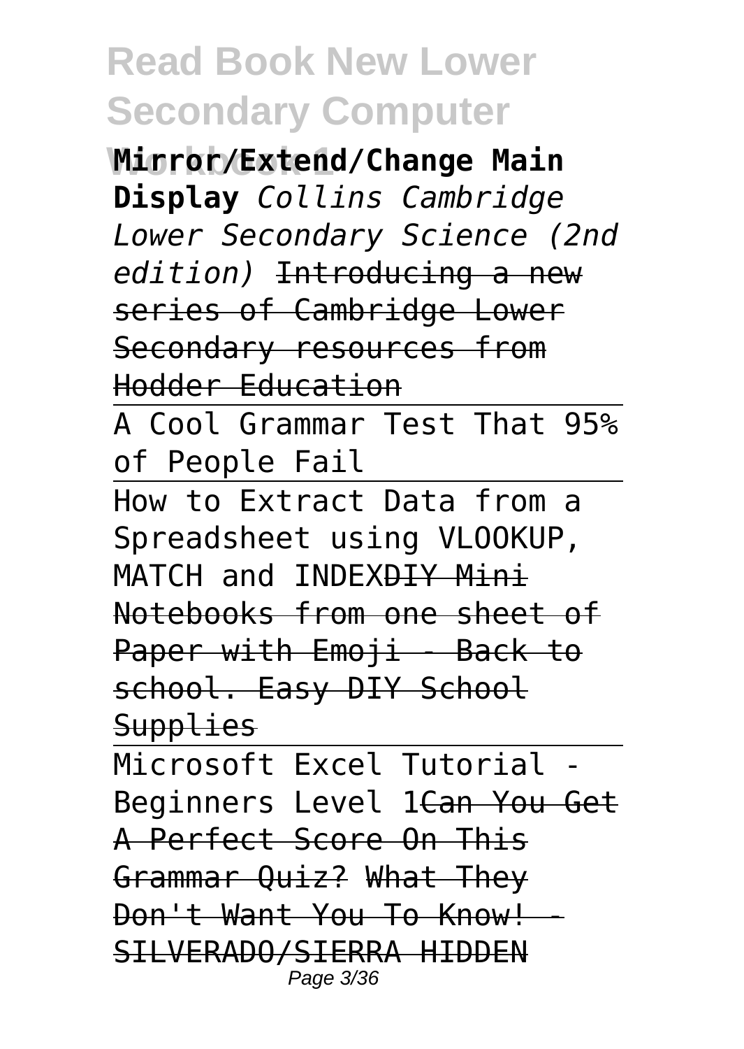**Mirror/Extend/Change Main Display** *Collins Cambridge Lower Secondary Science (2nd edition)* ~~Introducing a new series of Cambridge Lower Secondary resources from Hodder Education~~

A Cool Grammar Test That 95% of People Fail

How to Extract Data from a Spreadsheet using VLOOKUP, MATCH and INDEX~~DIY Mini Notebooks from one sheet of Paper with Emoji - Back to school. Easy DIY School Supplies~~

Microsoft Excel Tutorial - Beginners Level 1~~Can You Get A Perfect Score On This Grammar Quiz?~~ ~~What They Don't Want You To Know! - SILVERADO/SIERRA HIDDEN~~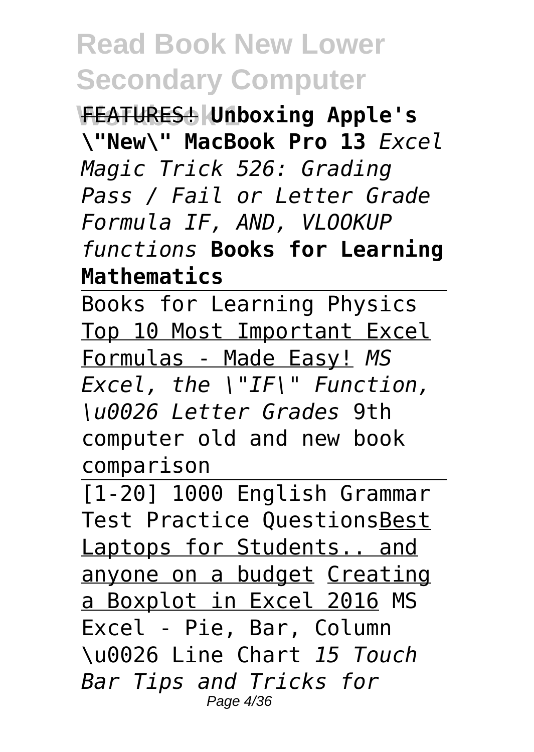FEATURES! **Unboxing Apple's \"New\" MacBook Pro 13** *Excel Magic Trick 526: Grading Pass / Fail or Letter Grade Formula IF, AND, VLOOKUP functions* **Books for Learning Mathematics**

Books for Learning Physics Top 10 Most Important Excel Formulas - Made Easy! *MS Excel, the \"IF\" Function, \u0026 Letter Grades* 9th computer old and new book comparison

[1-20] 1000 English Grammar Test Practice QuestionsBest Laptops for Students.. and anyone on a budget Creating a Boxplot in Excel 2016 MS Excel - Pie, Bar, Column \u0026 Line Chart *15 Touch Bar Tips and Tricks for*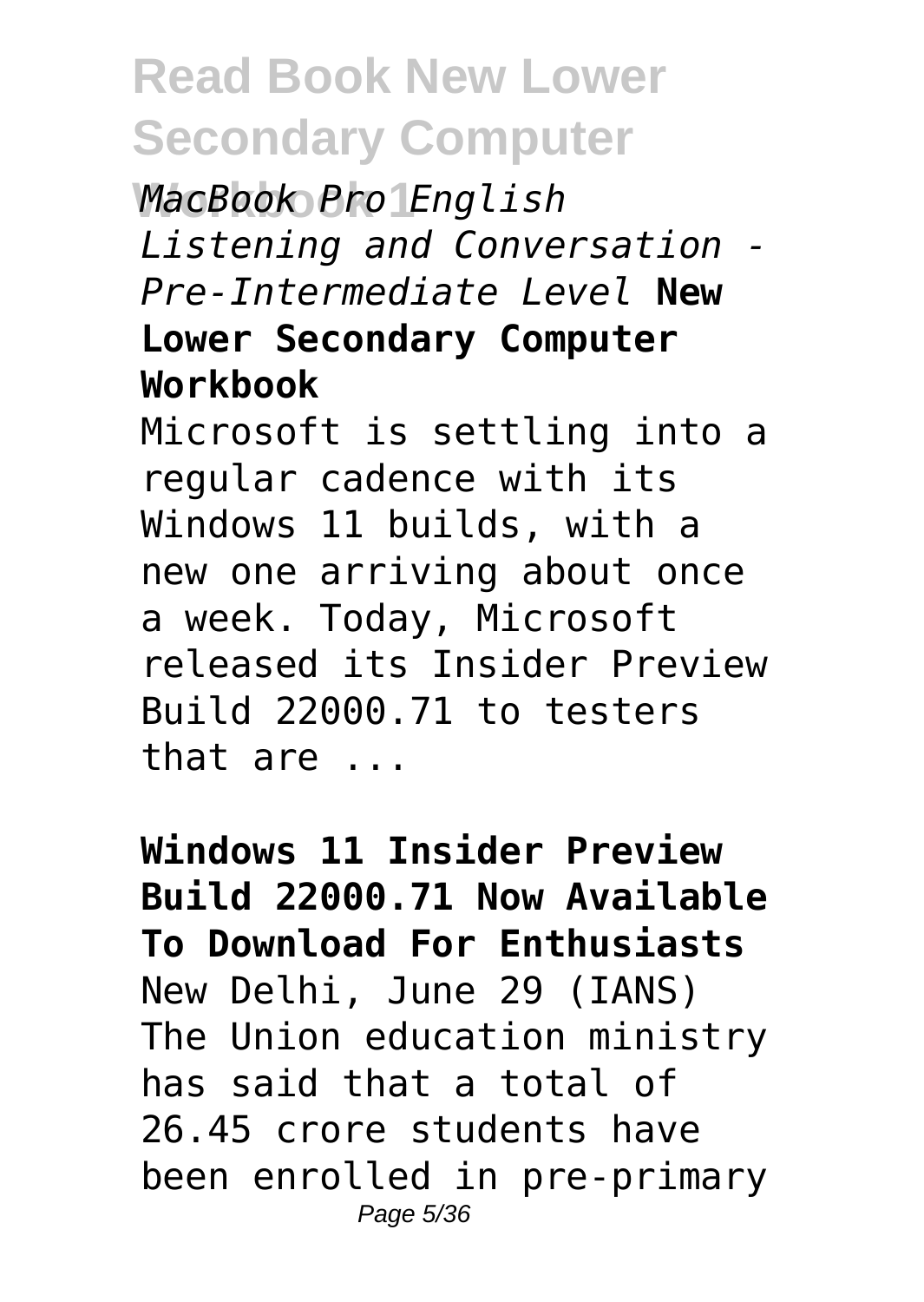*MacBook Pro English Listening and Conversation - Pre-Intermediate Level* **New Lower Secondary Computer Workbook**

Microsoft is settling into a regular cadence with its Windows 11 builds, with a new one arriving about once a week. Today, Microsoft released its Insider Preview Build 22000.71 to testers that are ...

**Windows 11 Insider Preview Build 22000.71 Now Available To Download For Enthusiasts**

New Delhi, June 29 (IANS) The Union education ministry has said that a total of 26.45 crore students have been enrolled in pre-primary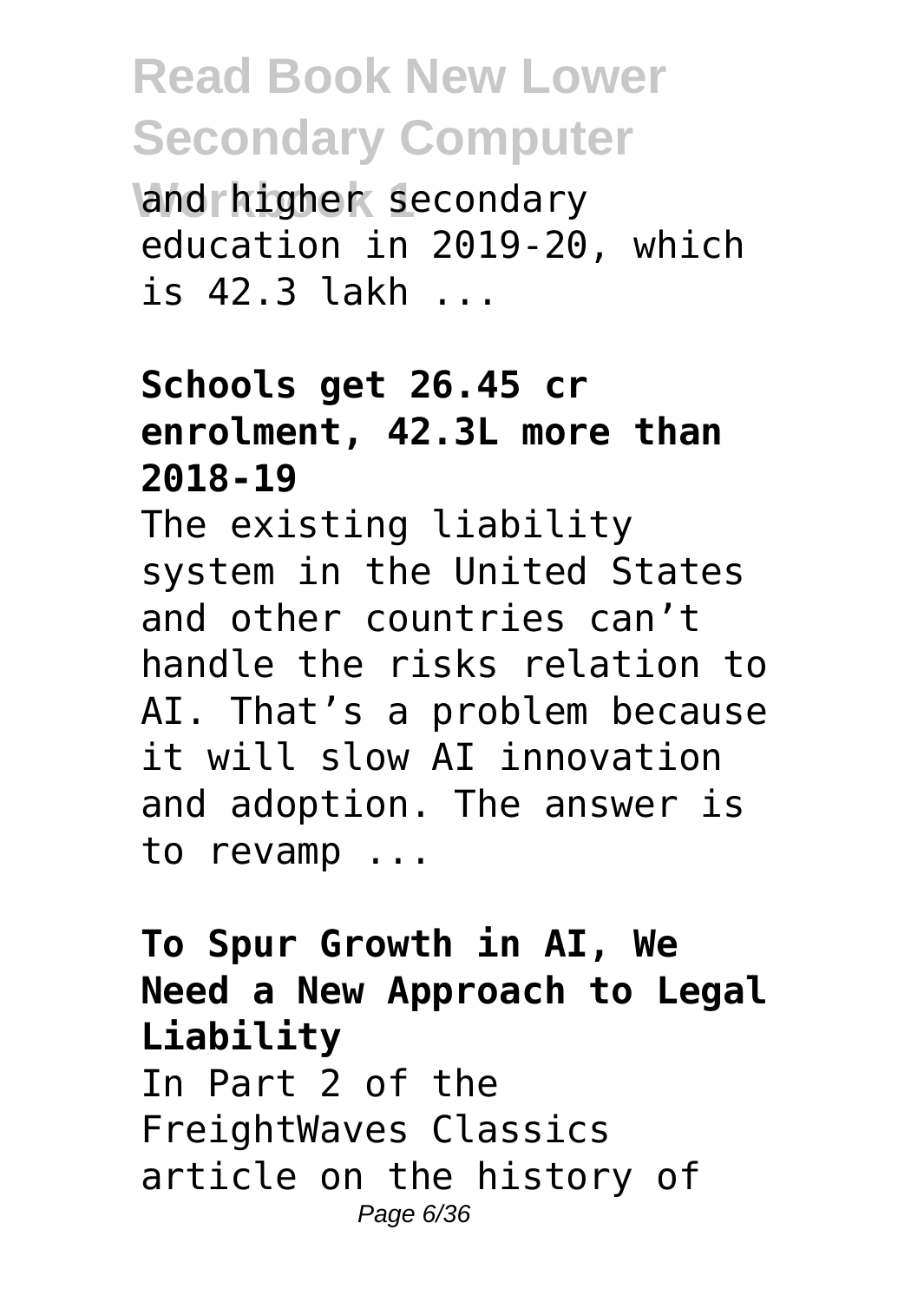and higher secondary education in 2019-20, which is 42.3 lakh ...

**Schools get 26.45 cr enrolment, 42.3L more than 2018-19**

The existing liability system in the United States and other countries can't handle the risks relation to AI. That's a problem because it will slow AI innovation and adoption. The answer is to revamp ...

**To Spur Growth in AI, We Need a New Approach to Legal Liability**

In Part 2 of the FreightWaves Classics article on the history of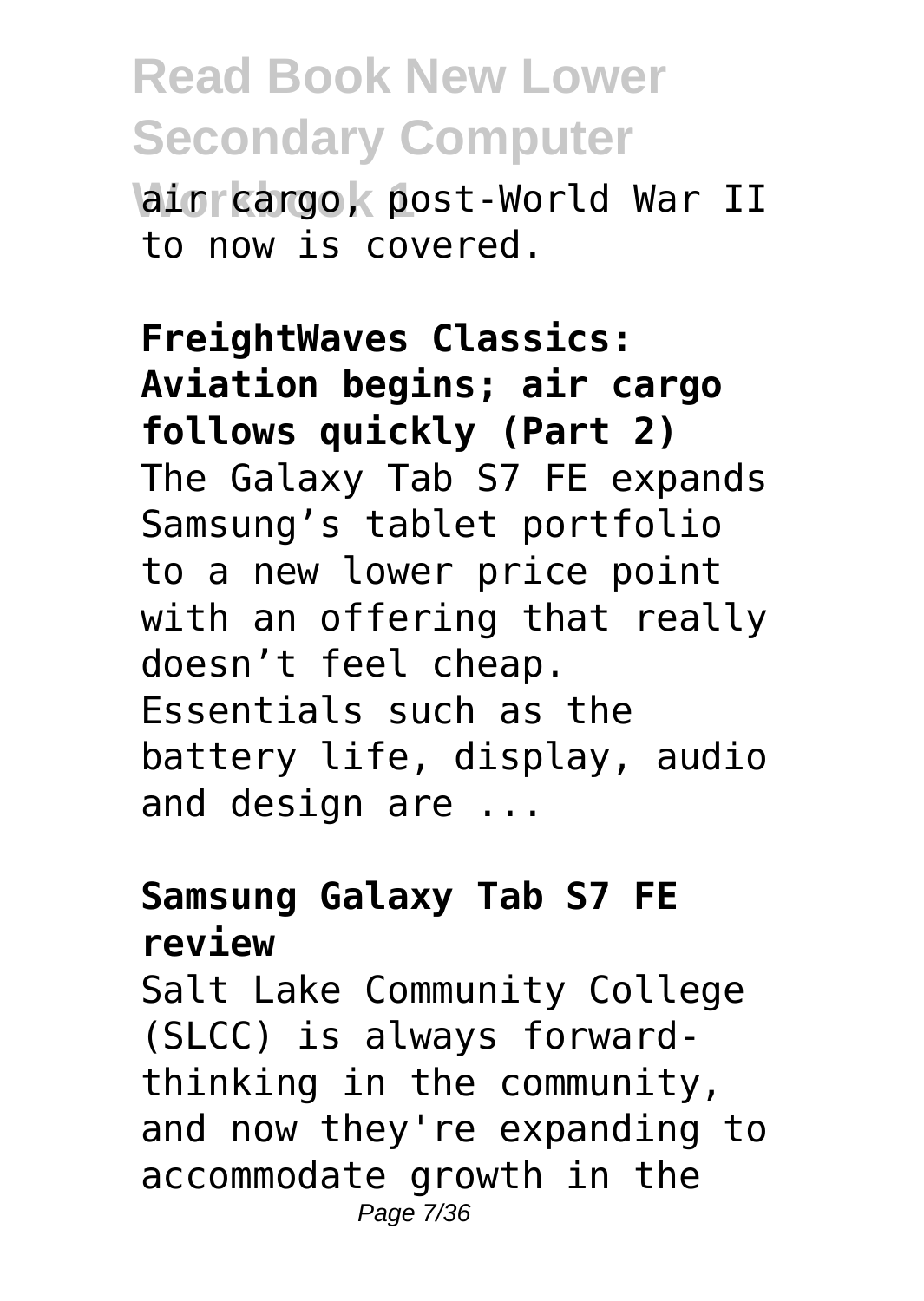air cargo, post-World War II to now is covered.

**FreightWaves Classics: Aviation begins; air cargo follows quickly (Part 2)**

The Galaxy Tab S7 FE expands Samsung's tablet portfolio to a new lower price point with an offering that really doesn't feel cheap. Essentials such as the battery life, display, audio and design are ...

**Samsung Galaxy Tab S7 FE review**

Salt Lake Community College (SLCC) is always forward-thinking in the community, and now they're expanding to accommodate growth in the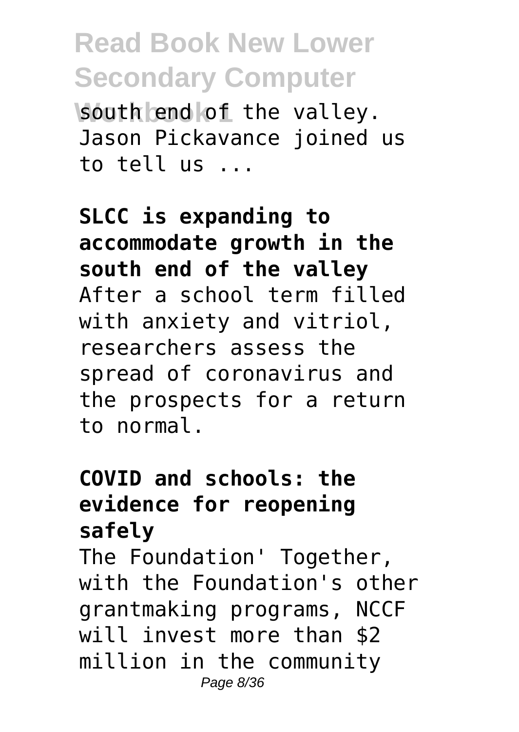south end of the valley. Jason Pickavance joined us to tell us ...

**SLCC is expanding to accommodate growth in the south end of the valley**

After a school term filled with anxiety and vitriol, researchers assess the spread of coronavirus and the prospects for a return to normal.

**COVID and schools: the evidence for reopening safely**

The Foundation' Together, with the Foundation's other grantmaking programs, NCCF will invest more than $2 million in the community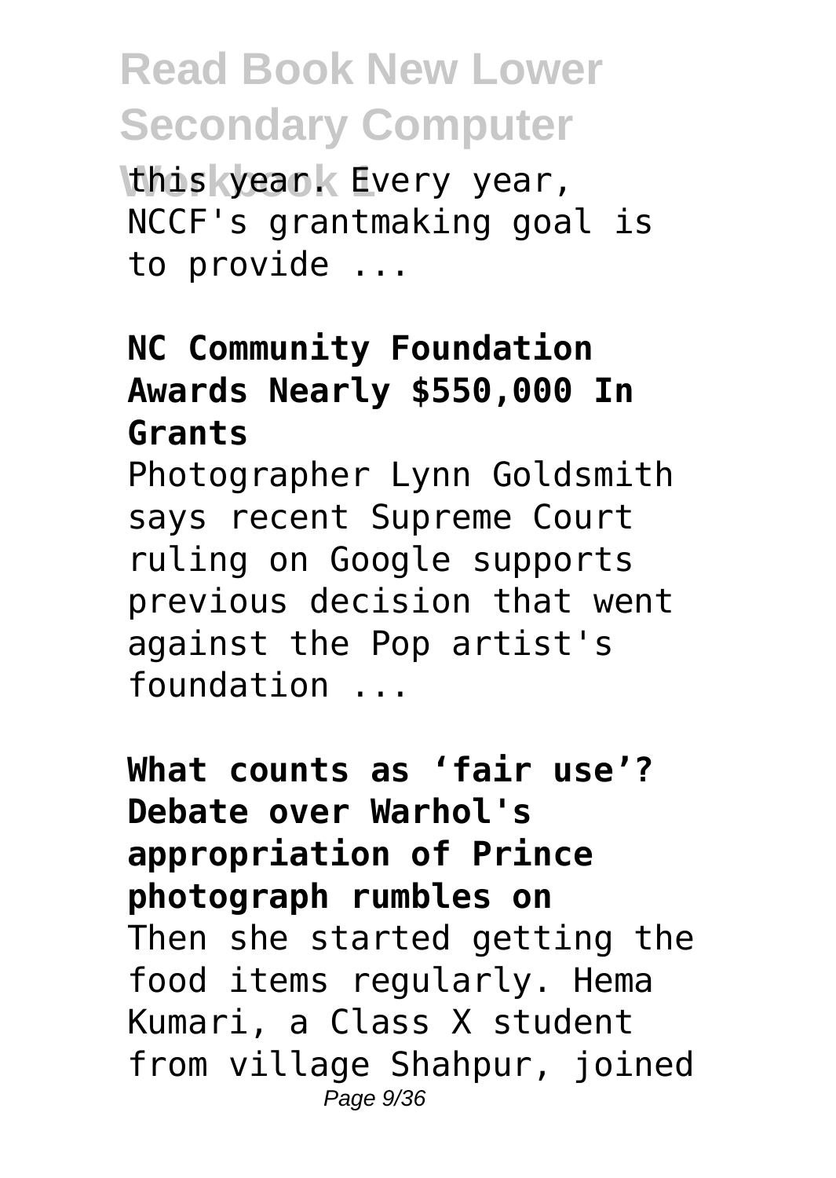this year. Every year, NCCF's grantmaking goal is to provide ...

**NC Community Foundation Awards Nearly $550,000 In Grants**

Photographer Lynn Goldsmith says recent Supreme Court ruling on Google supports previous decision that went against the Pop artist's foundation ...

**What counts as 'fair use'? Debate over Warhol's appropriation of Prince photograph rumbles on**

Then she started getting the food items regularly. Hema Kumari, a Class X student from village Shahpur, joined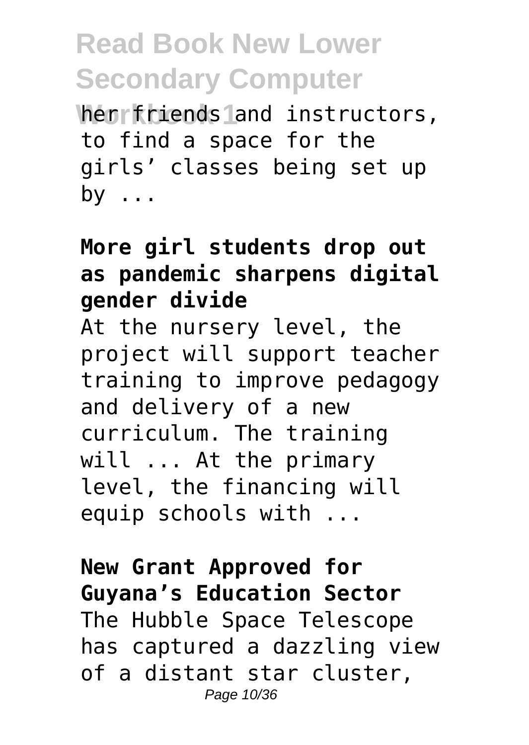her friends and instructors, to find a space for the girls' classes being set up by ...

**More girl students drop out as pandemic sharpens digital gender divide**

At the nursery level, the project will support teacher training to improve pedagogy and delivery of a new curriculum. The training will ... At the primary level, the financing will equip schools with ...

**New Grant Approved for Guyana's Education Sector**

The Hubble Space Telescope has captured a dazzling view of a distant star cluster,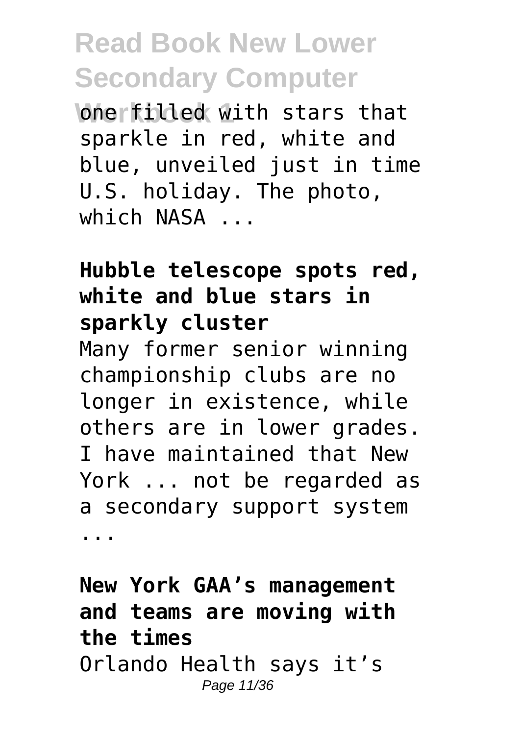one filled with stars that sparkle in red, white and blue, unveiled just in time U.S. holiday. The photo, which NASA ...

**Hubble telescope spots red, white and blue stars in sparkly cluster**

Many former senior winning championship clubs are no longer in existence, while others are in lower grades. I have maintained that New York ... not be regarded as a secondary support system ...

**New York GAA's management and teams are moving with the times**

Orlando Health says it's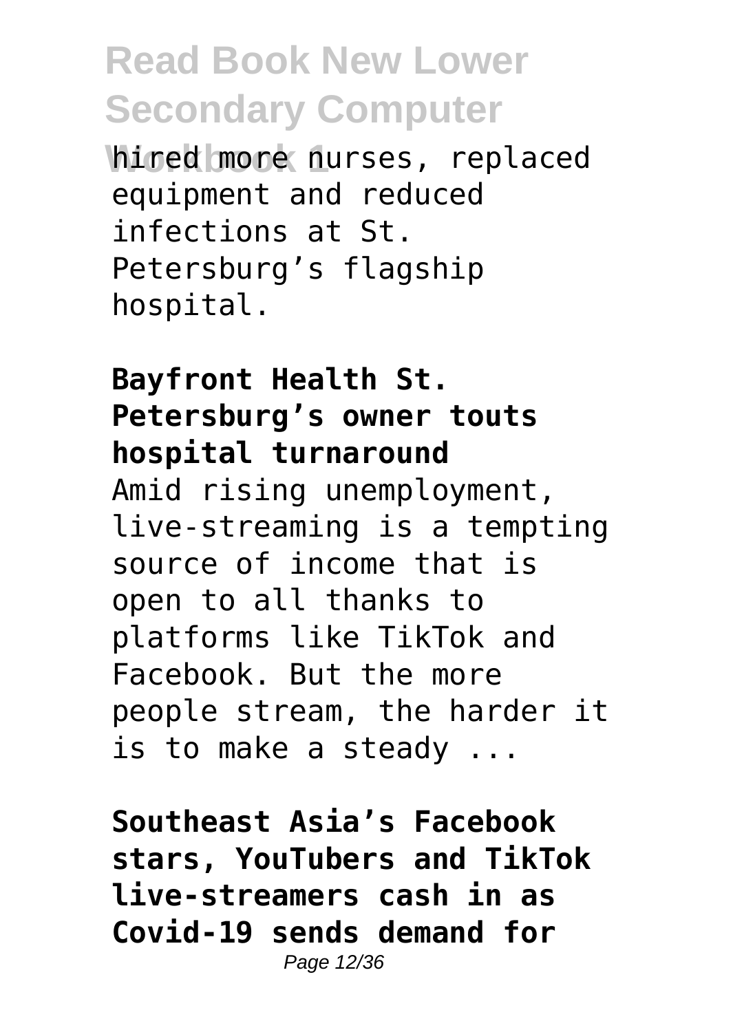hired more nurses, replaced equipment and reduced infections at St. Petersburg’s flagship hospital.

**Bayfront Health St. Petersburg’s owner touts hospital turnaround**

Amid rising unemployment, live-streaming is a tempting source of income that is open to all thanks to platforms like TikTok and Facebook. But the more people stream, the harder it is to make a steady ...

**Southeast Asia’s Facebook stars, YouTubers and TikTok live-streamers cash in as Covid-19 sends demand for**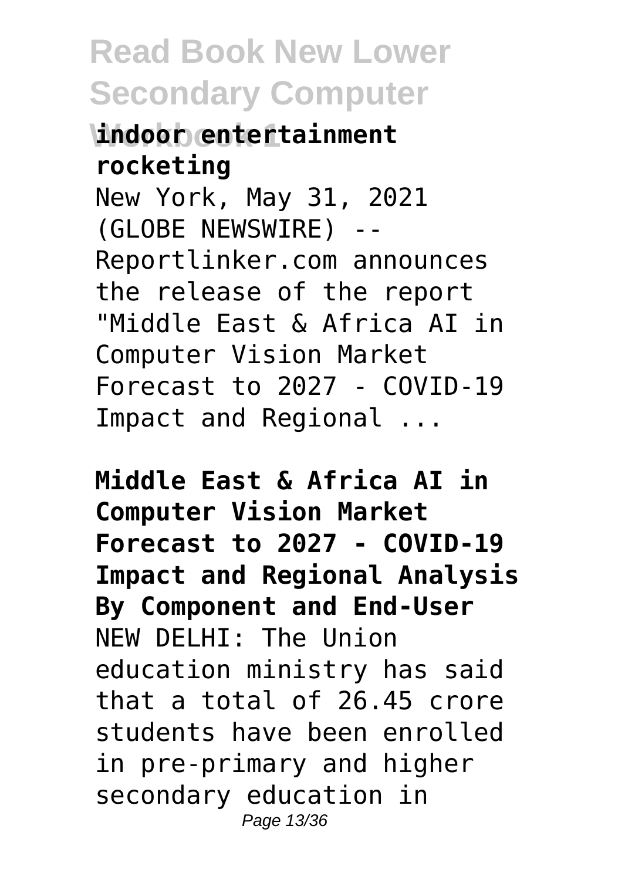**indoor entertainment rocketing**

New York, May 31, 2021 (GLOBE NEWSWIRE) -- Reportlinker.com announces the release of the report "Middle East & Africa AI in Computer Vision Market Forecast to 2027 - COVID-19 Impact and Regional ...

**Middle East & Africa AI in Computer Vision Market Forecast to 2027 - COVID-19 Impact and Regional Analysis By Component and End-User**

NEW DELHI: The Union education ministry has said that a total of 26.45 crore students have been enrolled in pre-primary and higher secondary education in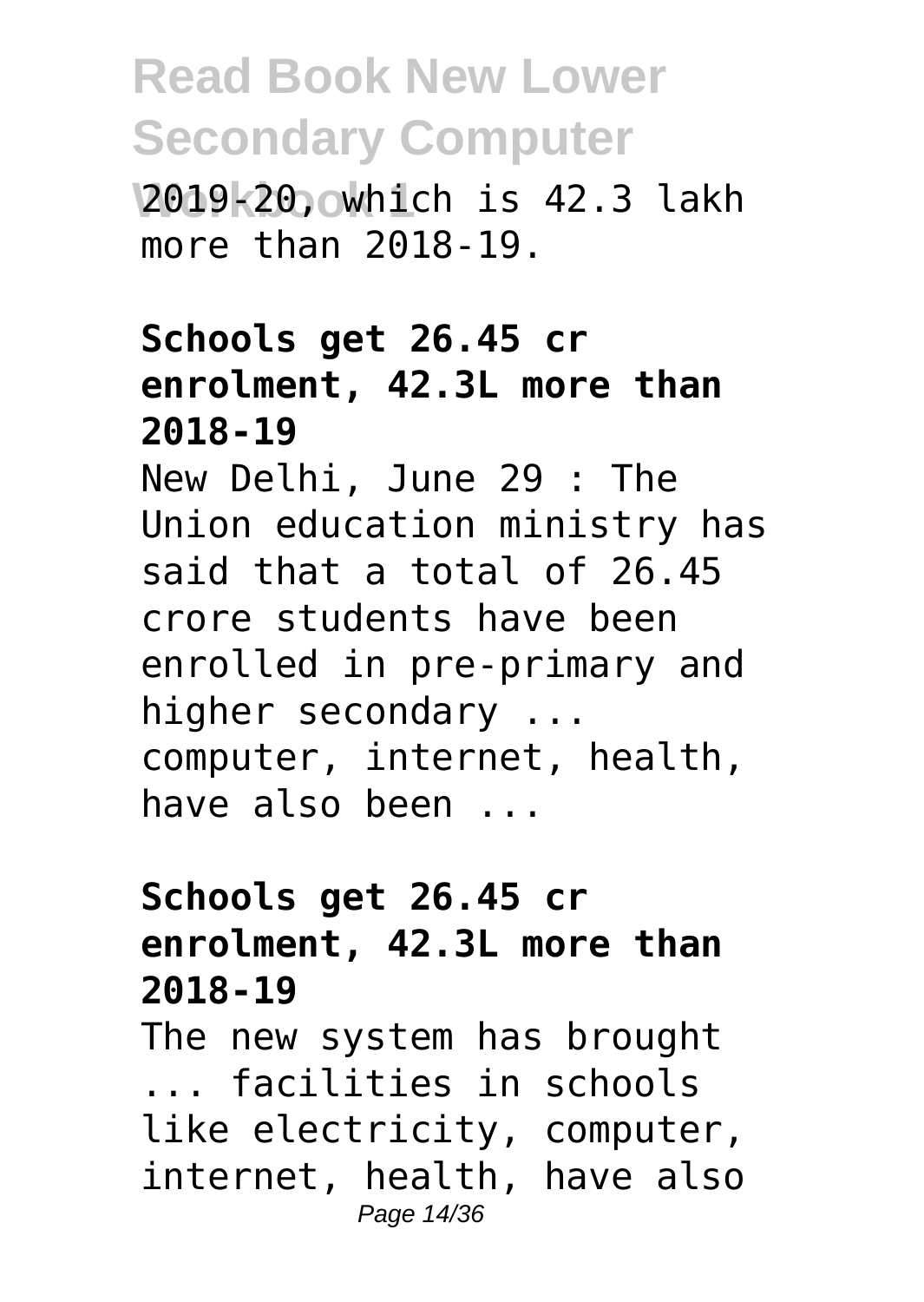2019-20, which is 42.3 lakh more than 2018-19.

**Schools get 26.45 cr enrolment, 42.3L more than 2018-19**

New Delhi, June 29 : The Union education ministry has said that a total of 26.45 crore students have been enrolled in pre-primary and higher secondary ... computer, internet, health, have also been ...

**Schools get 26.45 cr enrolment, 42.3L more than 2018-19**

The new system has brought ... facilities in schools like electricity, computer, internet, health, have also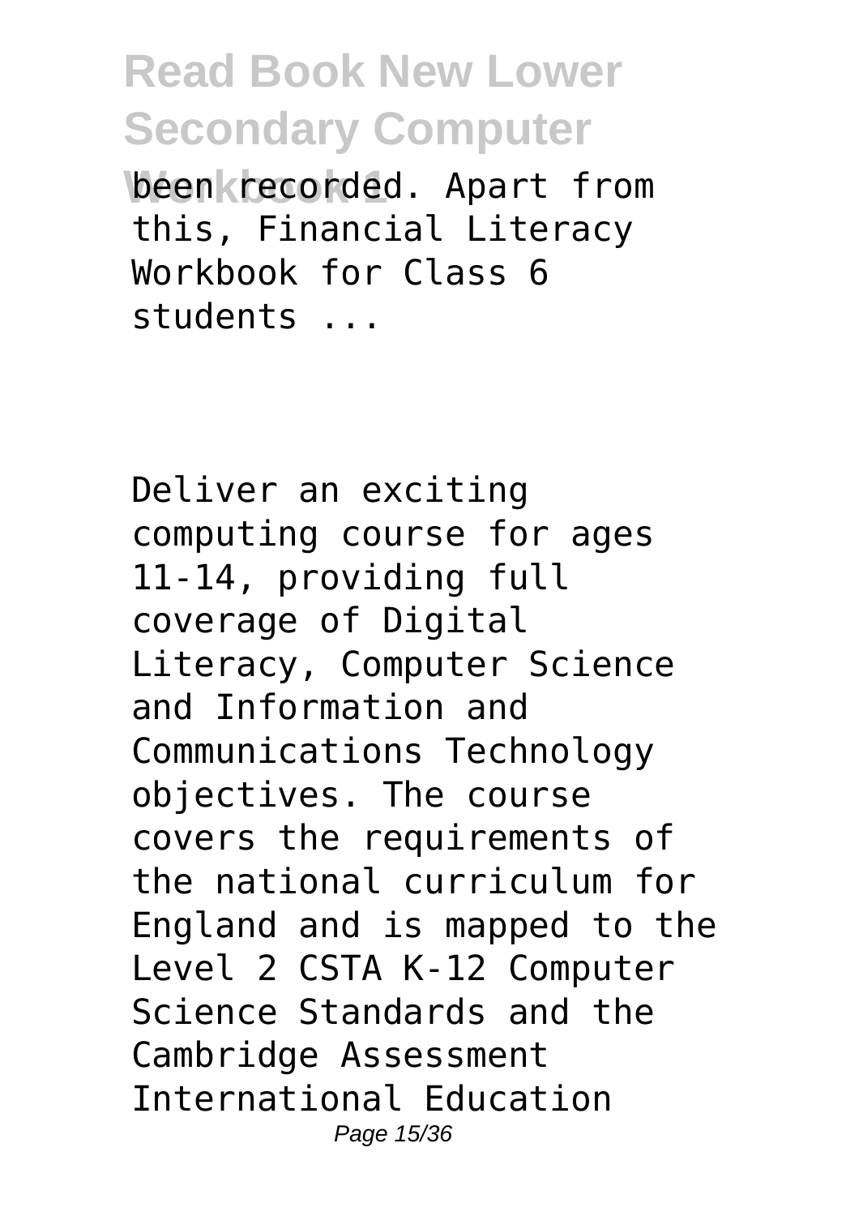been recorded. Apart from this, Financial Literacy Workbook for Class 6 students ...

Deliver an exciting computing course for ages 11-14, providing full coverage of Digital Literacy, Computer Science and Information and Communications Technology objectives. The course covers the requirements of the national curriculum for England and is mapped to the Level 2 CSTA K-12 Computer Science Standards and the Cambridge Assessment International Education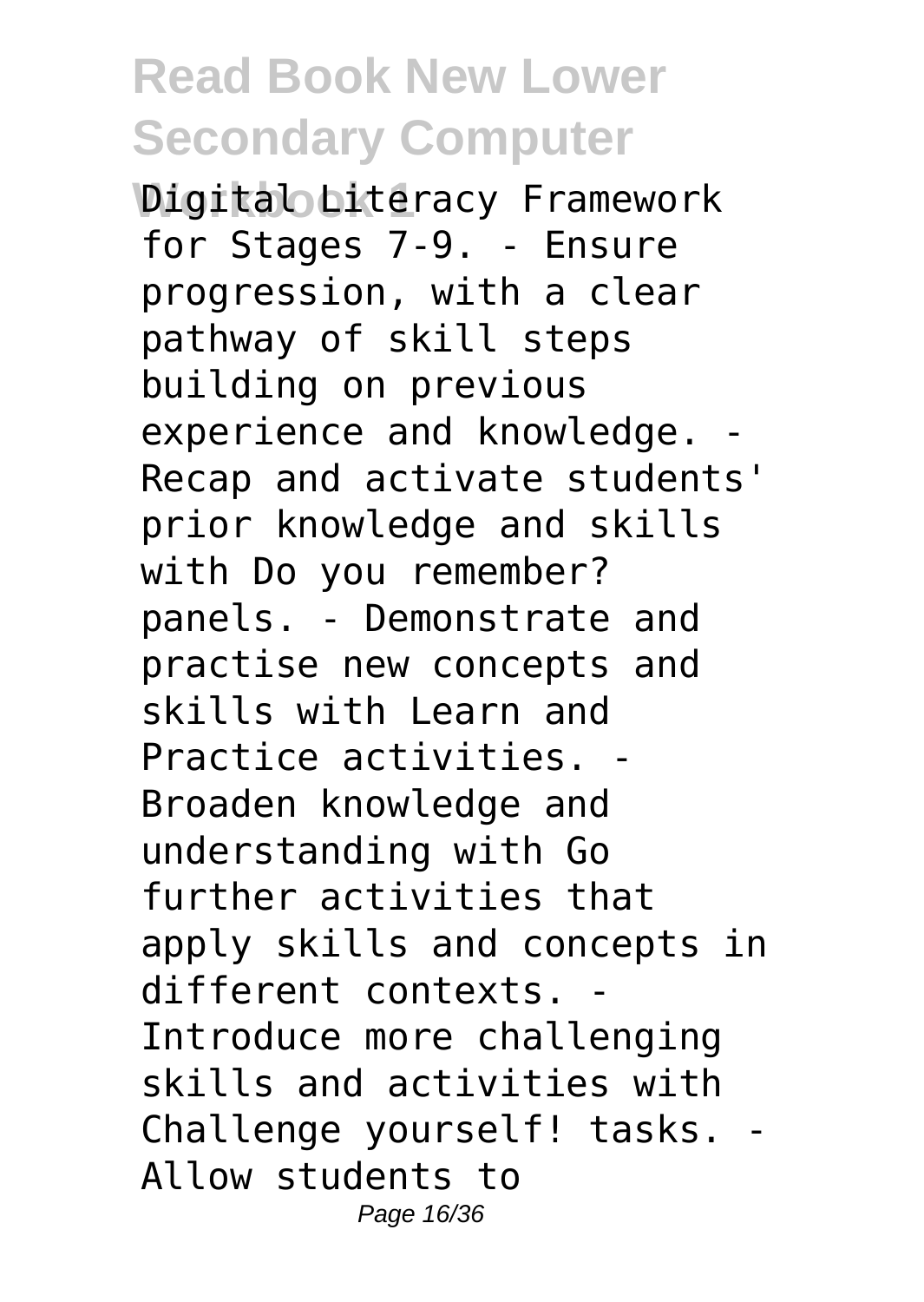Digital Literacy Framework for Stages 7-9. - Ensure progression, with a clear pathway of skill steps building on previous experience and knowledge. - Recap and activate students' prior knowledge and skills with Do you remember? panels. - Demonstrate and practise new concepts and skills with Learn and Practice activities. - Broaden knowledge and understanding with Go further activities that apply skills and concepts in different contexts. - Introduce more challenging skills and activities with Challenge yourself! tasks. - Allow students to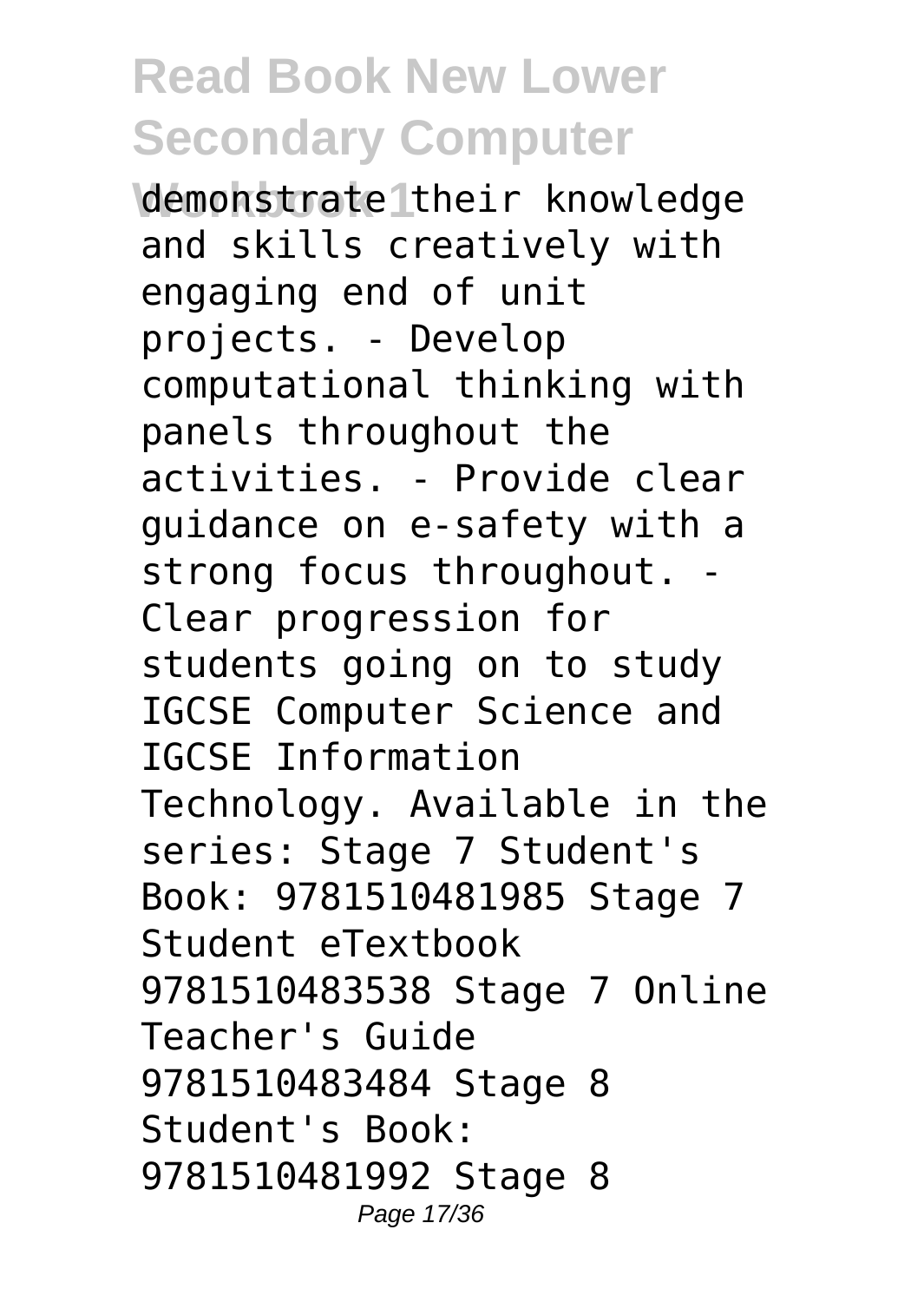demonstrate their knowledge and skills creatively with engaging end of unit projects. - Develop computational thinking with panels throughout the activities. - Provide clear guidance on e-safety with a strong focus throughout. - Clear progression for students going on to study IGCSE Computer Science and IGCSE Information Technology. Available in the series: Stage 7 Student's Book: 9781510481985 Stage 7 Student eTextbook 9781510483538 Stage 7 Online Teacher's Guide 9781510483484 Stage 8 Student's Book: 9781510481992 Stage 8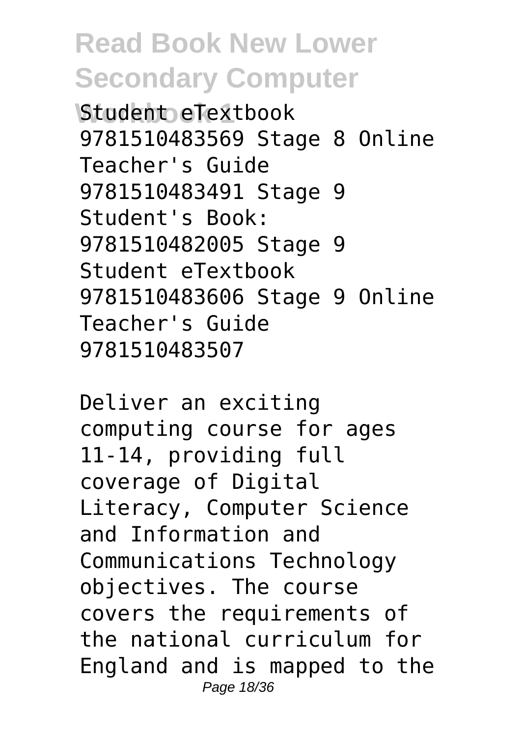Student eTextbook 9781510483569 Stage 8 Online Teacher's Guide 9781510483491 Stage 9 Student's Book: 9781510482005 Stage 9 Student eTextbook 9781510483606 Stage 9 Online Teacher's Guide 9781510483507

Deliver an exciting computing course for ages 11-14, providing full coverage of Digital Literacy, Computer Science and Information and Communications Technology objectives. The course covers the requirements of the national curriculum for England and is mapped to the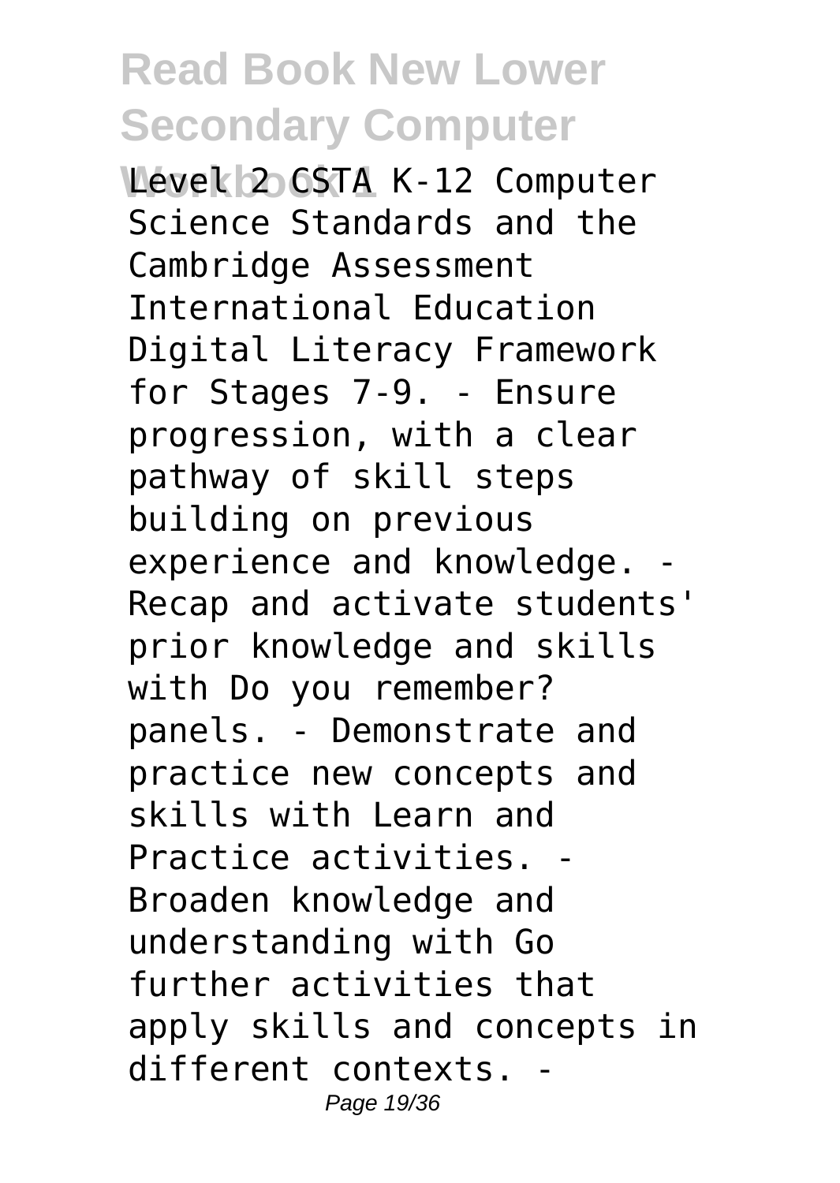Level 2 CSTA K-12 Computer Science Standards and the Cambridge Assessment International Education Digital Literacy Framework for Stages 7-9. - Ensure progression, with a clear pathway of skill steps building on previous experience and knowledge. - Recap and activate students' prior knowledge and skills with Do you remember? panels. - Demonstrate and practice new concepts and skills with Learn and Practice activities. - Broaden knowledge and understanding with Go further activities that apply skills and concepts in different contexts. -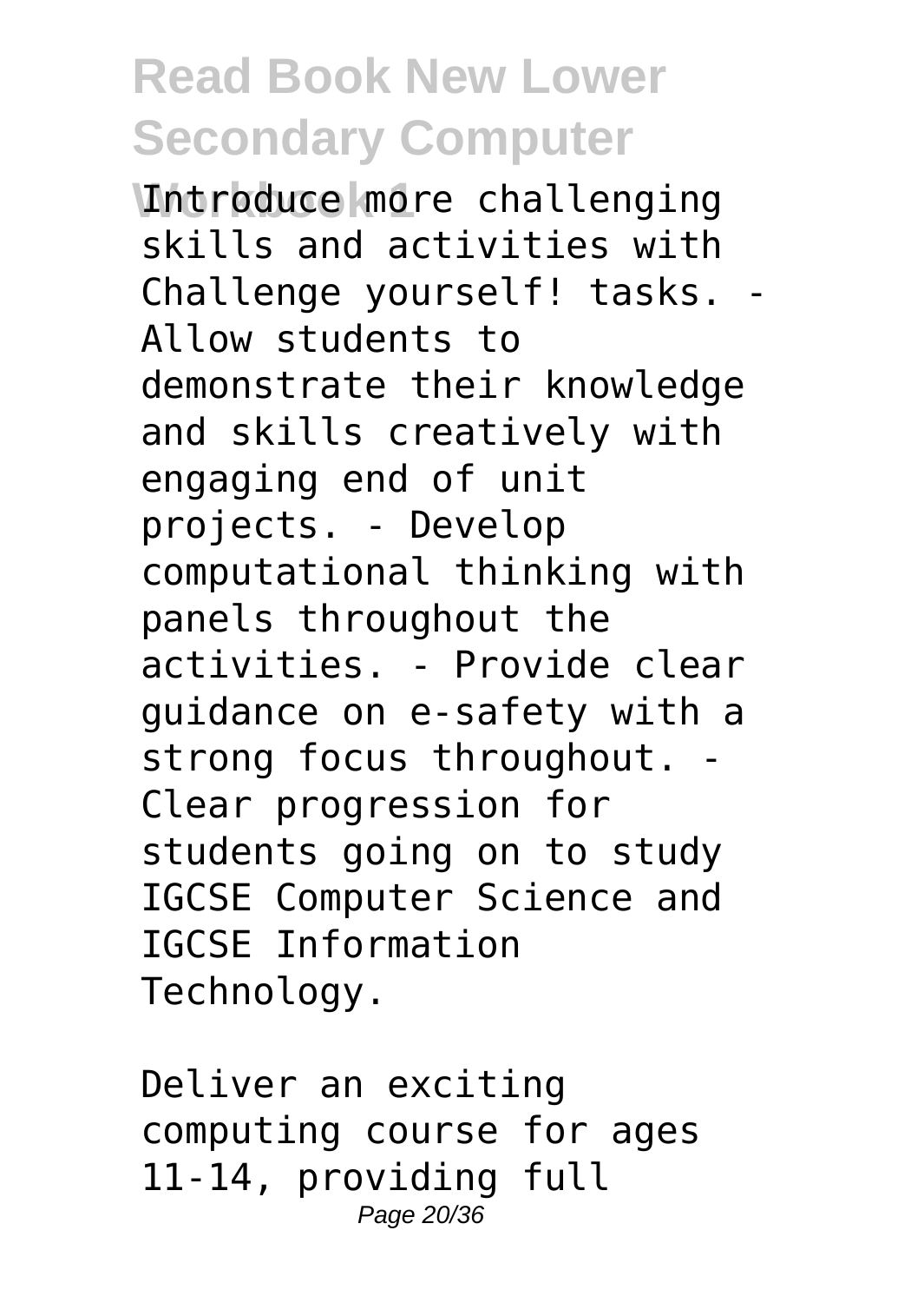Introduce more challenging skills and activities with Challenge yourself! tasks. - Allow students to demonstrate their knowledge and skills creatively with engaging end of unit projects. - Develop computational thinking with panels throughout the activities. - Provide clear guidance on e-safety with a strong focus throughout. - Clear progression for students going on to study IGCSE Computer Science and IGCSE Information Technology.

Deliver an exciting computing course for ages 11-14, providing full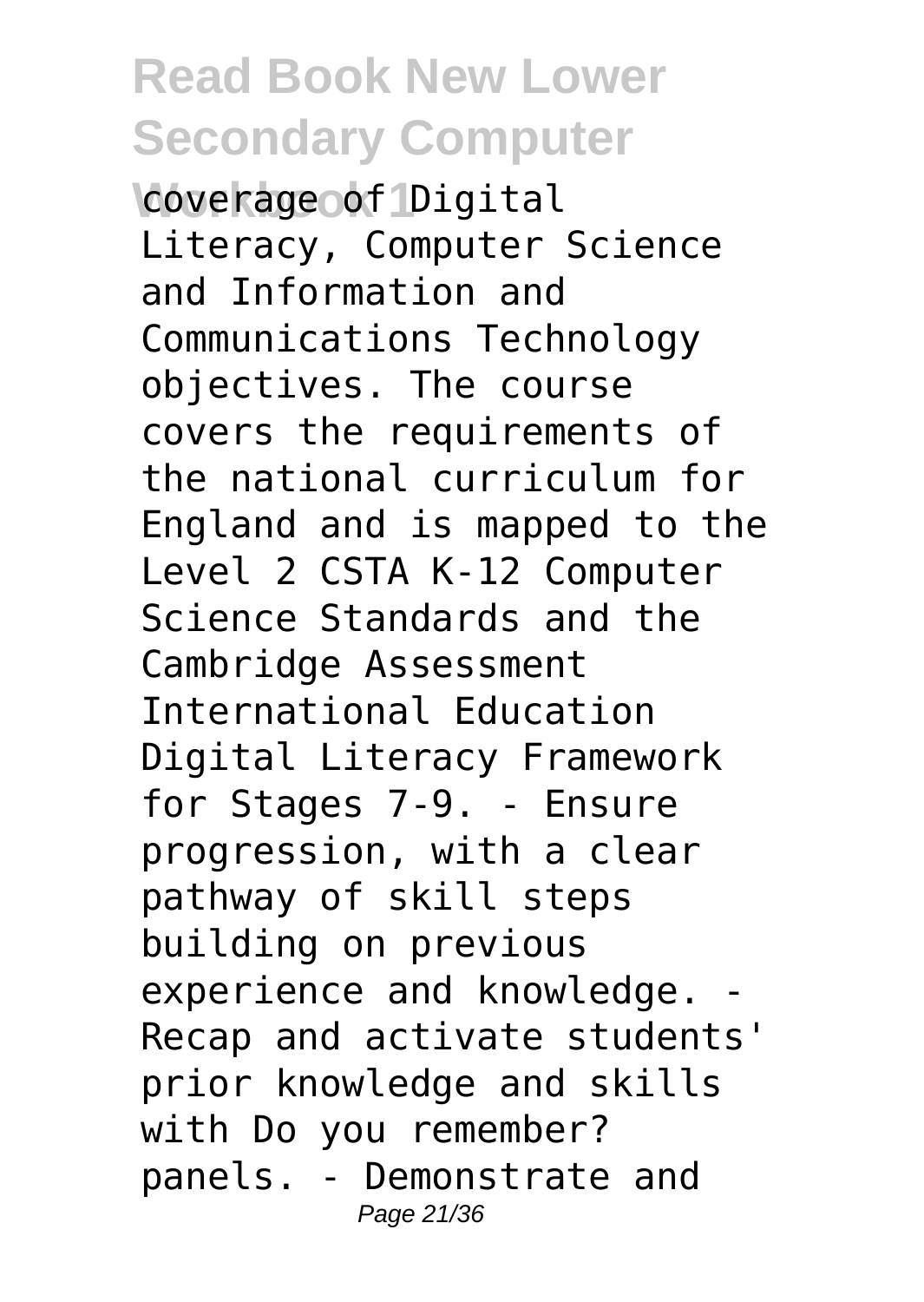coverage of Digital Literacy, Computer Science and Information and Communications Technology objectives. The course covers the requirements of the national curriculum for England and is mapped to the Level 2 CSTA K-12 Computer Science Standards and the Cambridge Assessment International Education Digital Literacy Framework for Stages 7-9. - Ensure progression, with a clear pathway of skill steps building on previous experience and knowledge. - Recap and activate students' prior knowledge and skills with Do you remember? panels. - Demonstrate and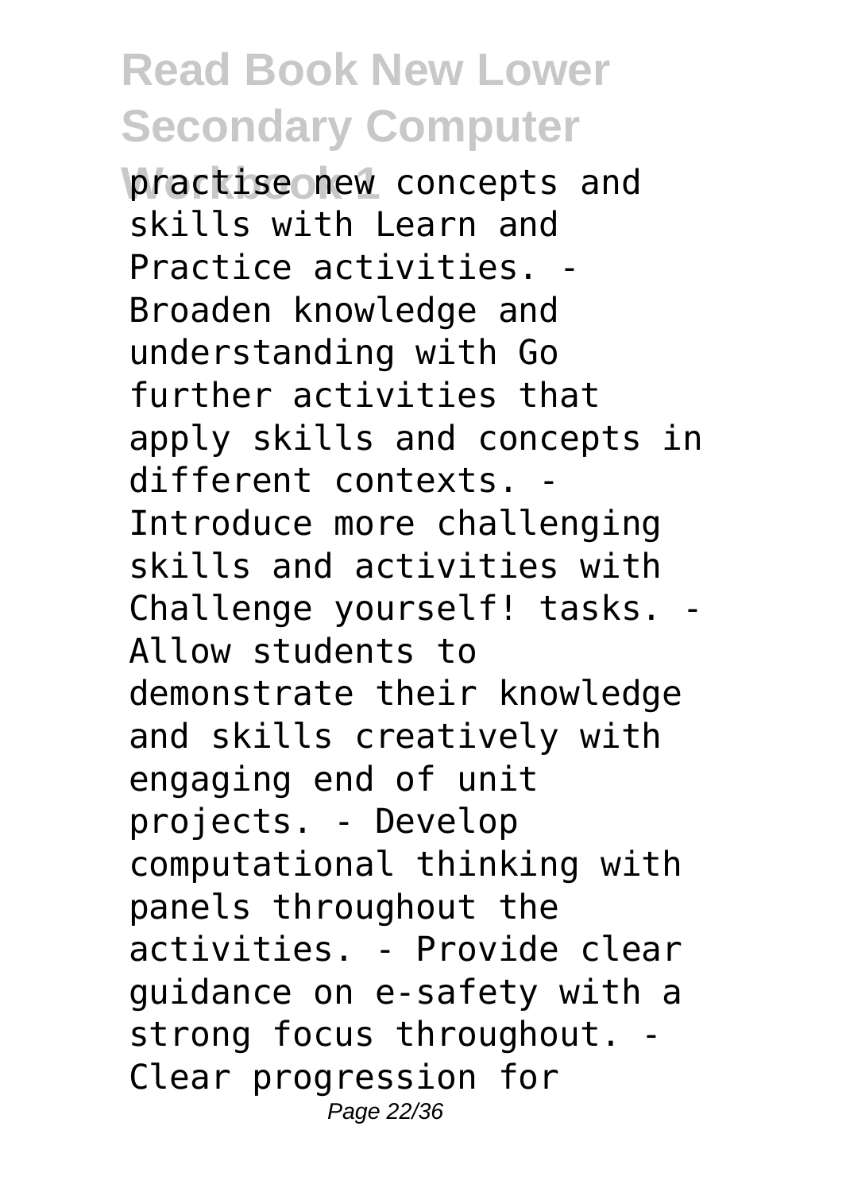practise new concepts and skills with Learn and Practice activities. - Broaden knowledge and understanding with Go further activities that apply skills and concepts in different contexts. - Introduce more challenging skills and activities with Challenge yourself! tasks. - Allow students to demonstrate their knowledge and skills creatively with engaging end of unit projects. - Develop computational thinking with panels throughout the activities. - Provide clear guidance on e-safety with a strong focus throughout. - Clear progression for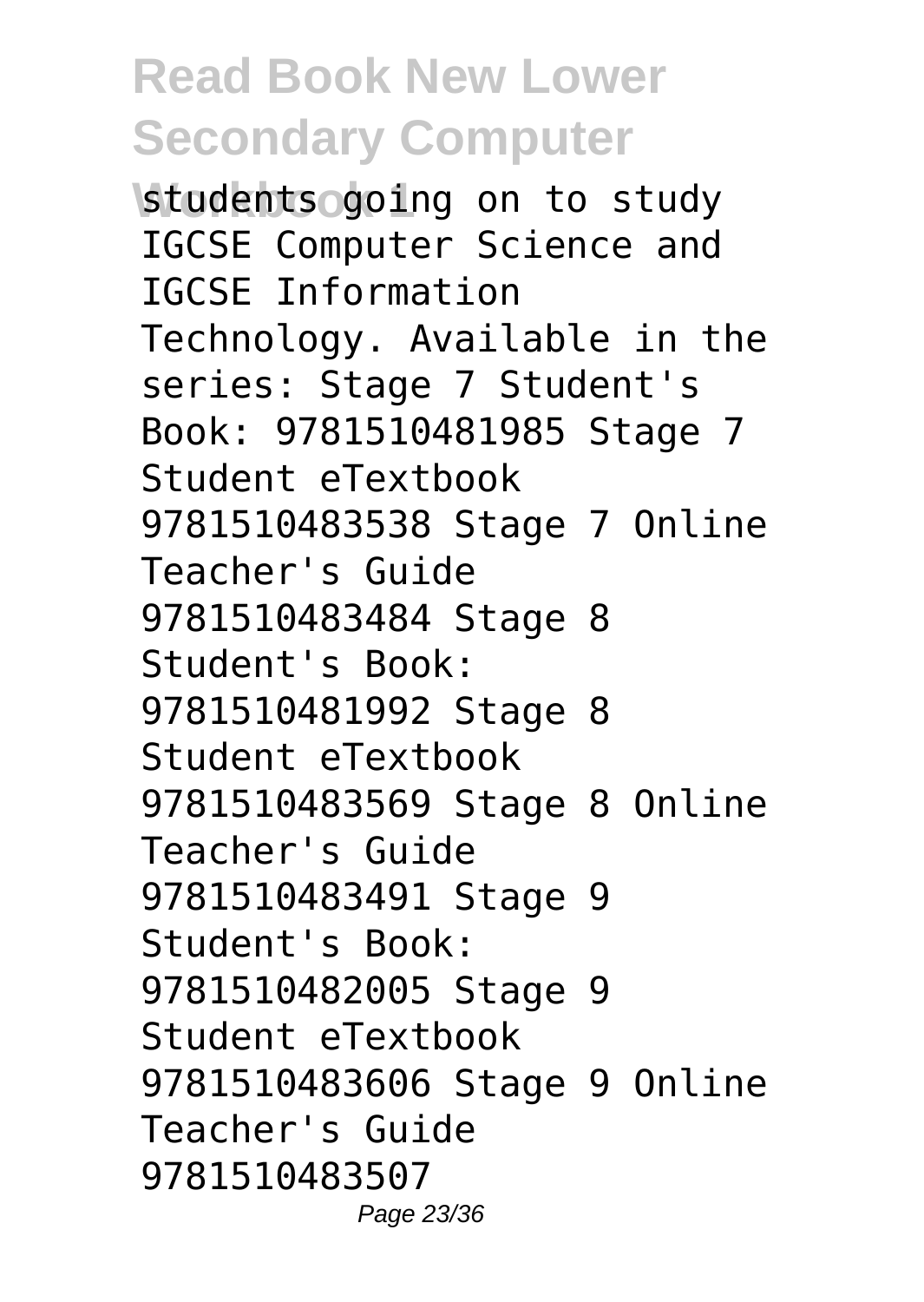students going on to study IGCSE Computer Science and IGCSE Information Technology. Available in the series: Stage 7 Student's Book: 9781510481985 Stage 7 Student eTextbook 9781510483538 Stage 7 Online Teacher's Guide 9781510483484 Stage 8 Student's Book: 9781510481992 Stage 8 Student eTextbook 9781510483569 Stage 8 Online Teacher's Guide 9781510483491 Stage 9 Student's Book: 9781510482005 Stage 9 Student eTextbook 9781510483606 Stage 9 Online Teacher's Guide 9781510483507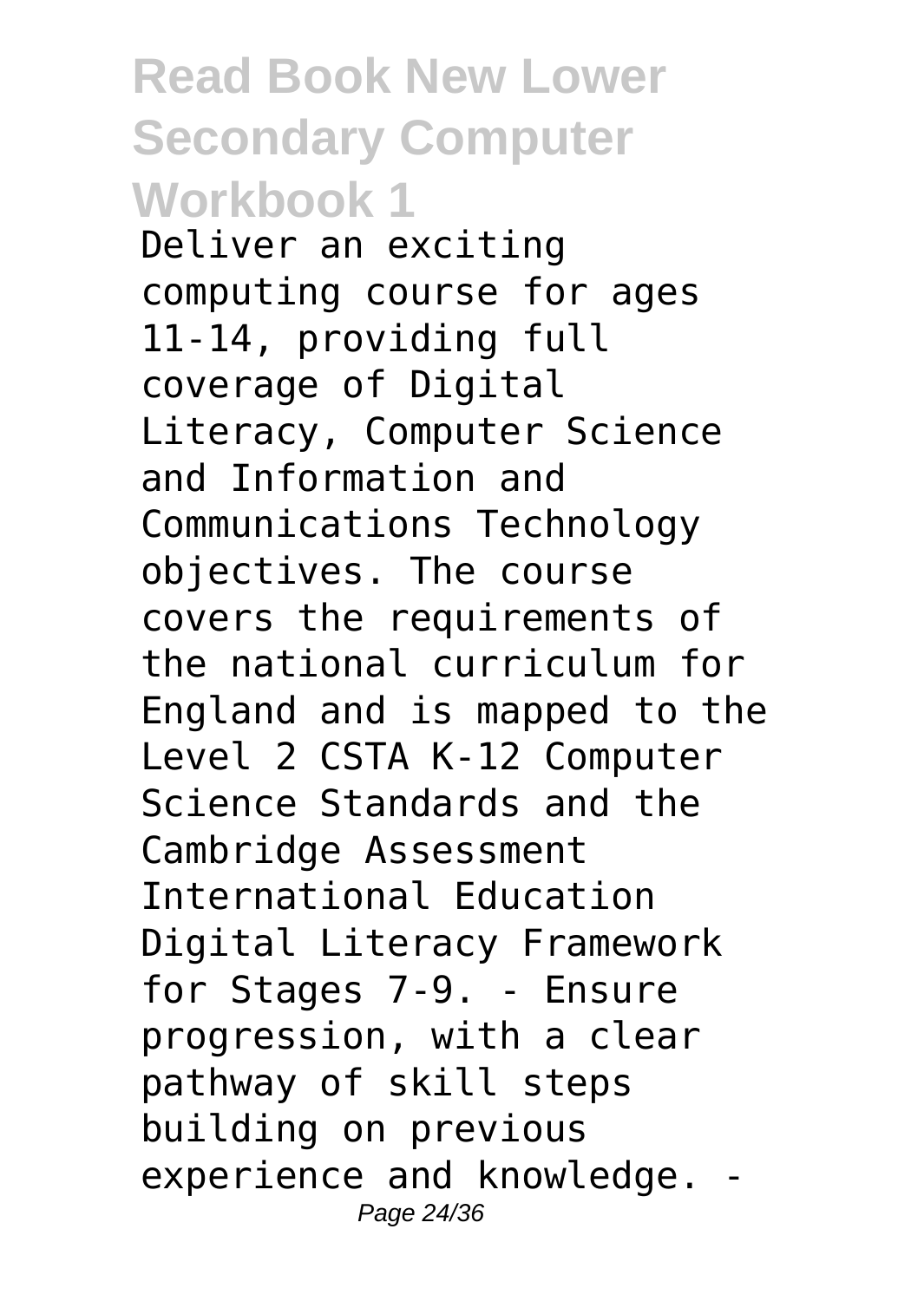Deliver an exciting computing course for ages 11-14, providing full coverage of Digital Literacy, Computer Science and Information and Communications Technology objectives. The course covers the requirements of the national curriculum for England and is mapped to the Level 2 CSTA K-12 Computer Science Standards and the Cambridge Assessment International Education Digital Literacy Framework for Stages 7-9. - Ensure progression, with a clear pathway of skill steps building on previous experience and knowledge. -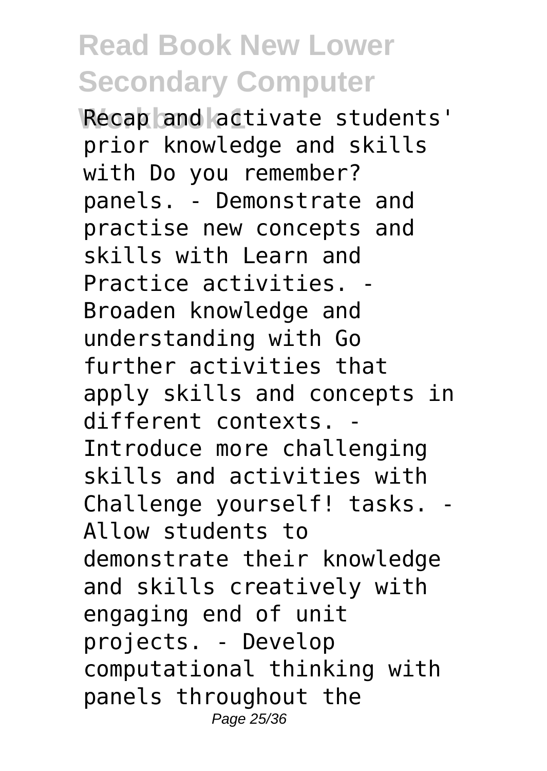Recap and activate students' prior knowledge and skills with Do you remember? panels. - Demonstrate and practise new concepts and skills with Learn and Practice activities. - Broaden knowledge and understanding with Go further activities that apply skills and concepts in different contexts. - Introduce more challenging skills and activities with Challenge yourself! tasks. - Allow students to demonstrate their knowledge and skills creatively with engaging end of unit projects. - Develop computational thinking with panels throughout the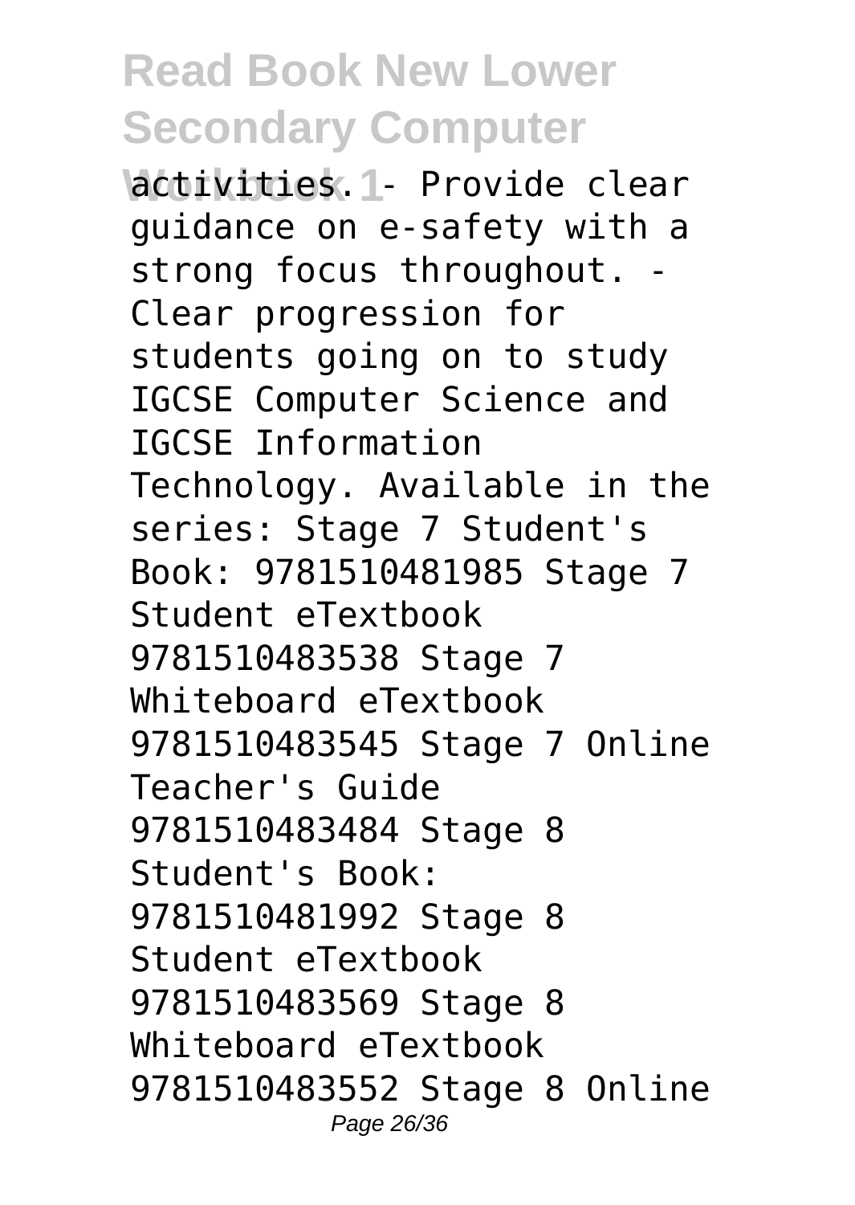activities. - Provide clear guidance on e-safety with a strong focus throughout. - Clear progression for students going on to study IGCSE Computer Science and IGCSE Information Technology. Available in the series: Stage 7 Student's Book: 9781510481985 Stage 7 Student eTextbook 9781510483538 Stage 7 Whiteboard eTextbook 9781510483545 Stage 7 Online Teacher's Guide 9781510483484 Stage 8 Student's Book: 9781510481992 Stage 8 Student eTextbook 9781510483569 Stage 8 Whiteboard eTextbook 9781510483552 Stage 8 Online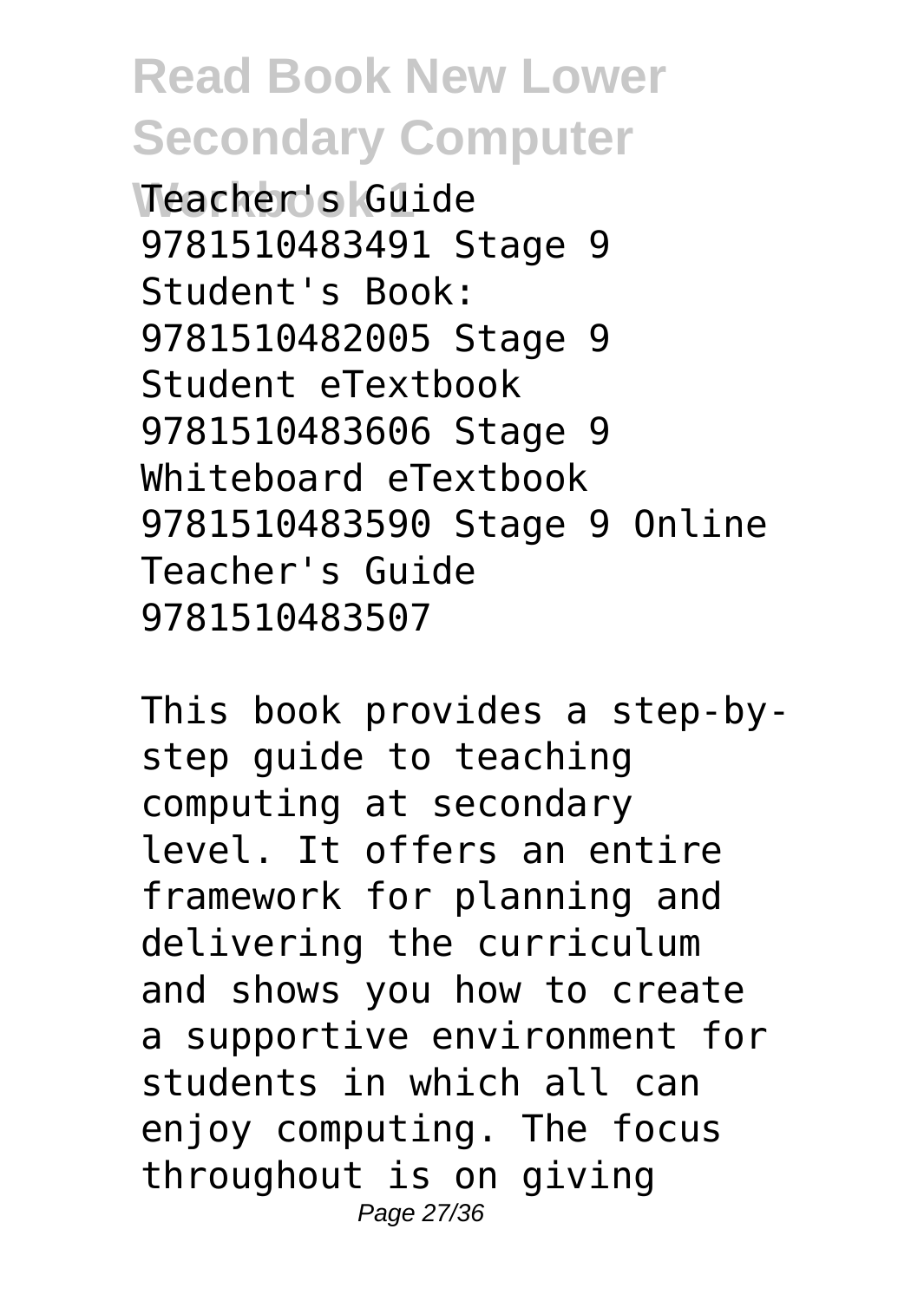Teacher's Guide 9781510483491 Stage 9 Student's Book: 9781510482005 Stage 9 Student eTextbook 9781510483606 Stage 9 Whiteboard eTextbook 9781510483590 Stage 9 Online Teacher's Guide 9781510483507

This book provides a step-by-step guide to teaching computing at secondary level. It offers an entire framework for planning and delivering the curriculum and shows you how to create a supportive environment for students in which all can enjoy computing. The focus throughout is on giving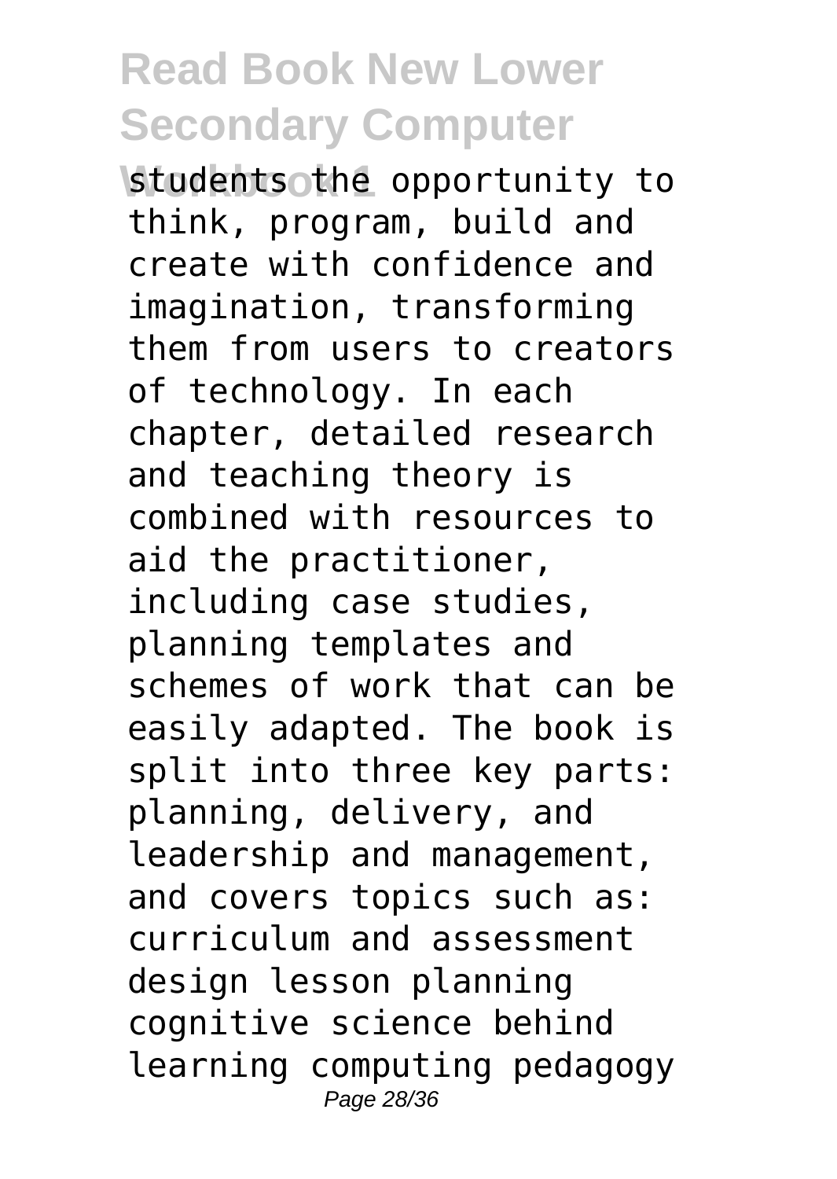students the opportunity to think, program, build and create with confidence and imagination, transforming them from users to creators of technology. In each chapter, detailed research and teaching theory is combined with resources to aid the practitioner, including case studies, planning templates and schemes of work that can be easily adapted. The book is split into three key parts: planning, delivery, and leadership and management, and covers topics such as: curriculum and assessment design lesson planning cognitive science behind learning computing pedagogy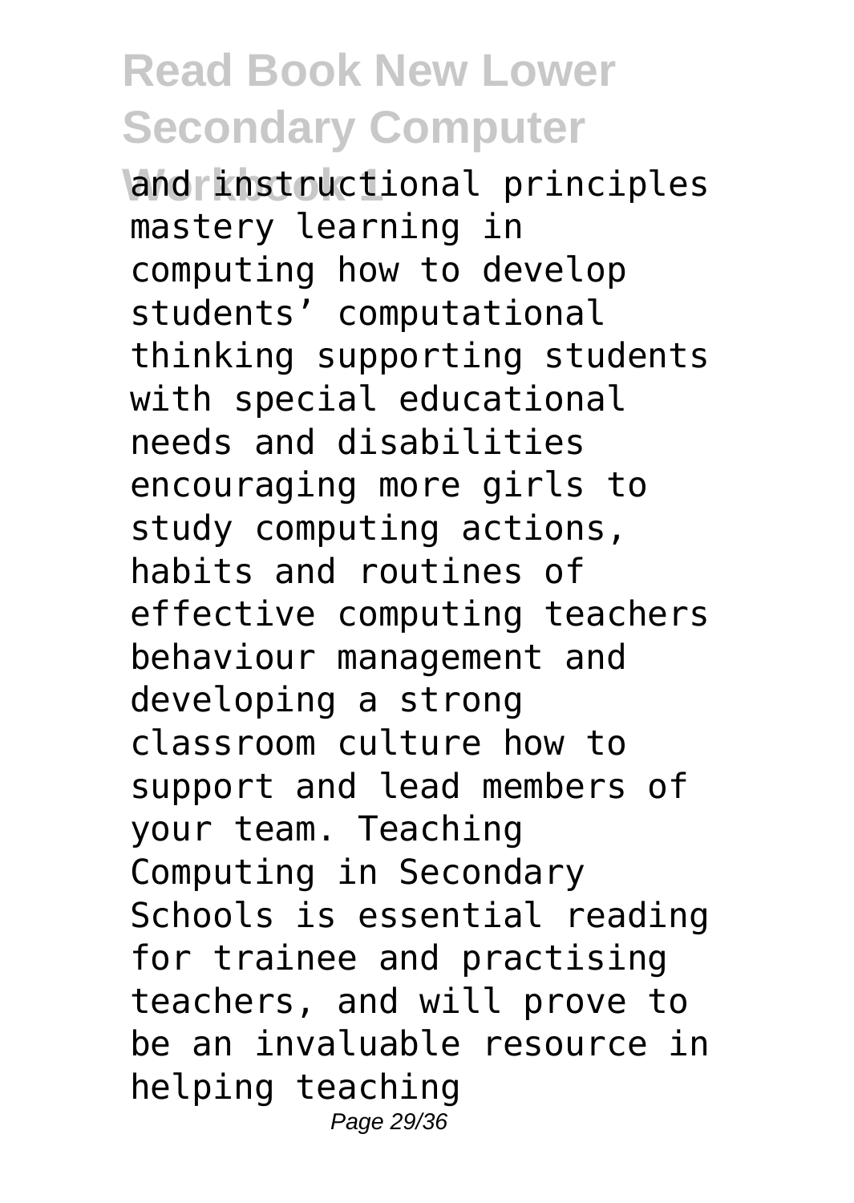and instructional principles mastery learning in computing how to develop students' computational thinking supporting students with special educational needs and disabilities encouraging more girls to study computing actions, habits and routines of effective computing teachers behaviour management and developing a strong classroom culture how to support and lead members of your team. Teaching Computing in Secondary Schools is essential reading for trainee and practising teachers, and will prove to be an invaluable resource in helping teaching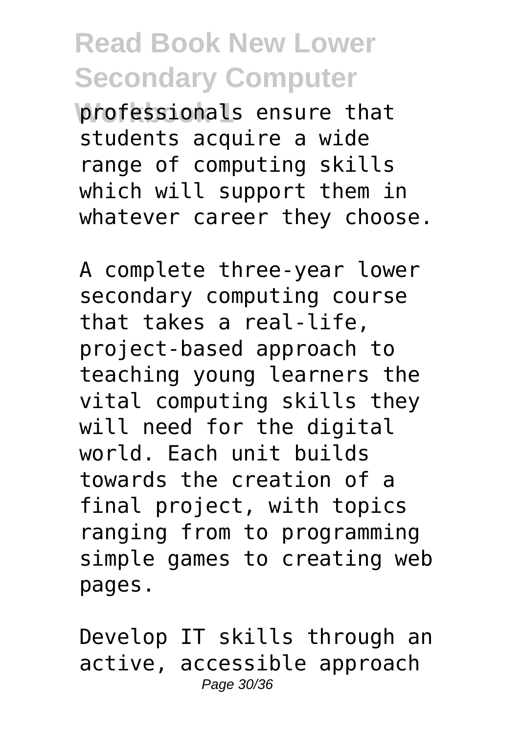professionals ensure that students acquire a wide range of computing skills which will support them in whatever career they choose.

A complete three-year lower secondary computing course that takes a real-life, project-based approach to teaching young learners the vital computing skills they will need for the digital world. Each unit builds towards the creation of a final project, with topics ranging from to programming simple games to creating web pages.

Develop IT skills through an active, accessible approach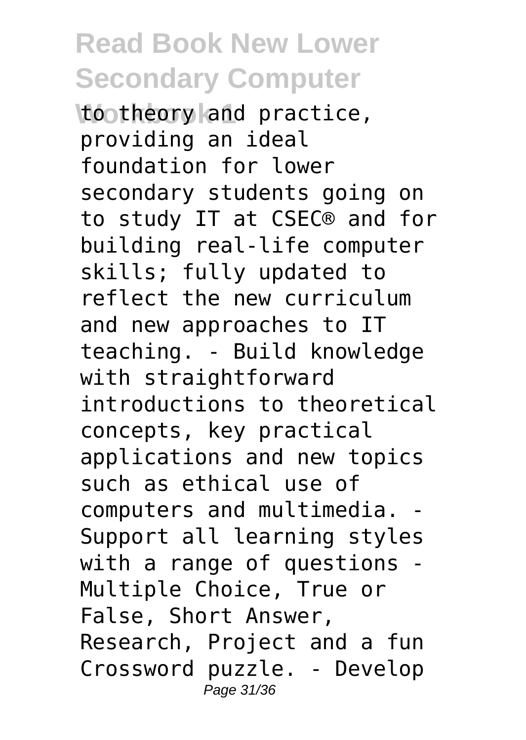to theory and practice, providing an ideal foundation for lower secondary students going on to study IT at CSEC® and for building real-life computer skills; fully updated to reflect the new curriculum and new approaches to IT teaching. - Build knowledge with straightforward introductions to theoretical concepts, key practical applications and new topics such as ethical use of computers and multimedia. - Support all learning styles with a range of questions - Multiple Choice, True or False, Short Answer, Research, Project and a fun Crossword puzzle. - Develop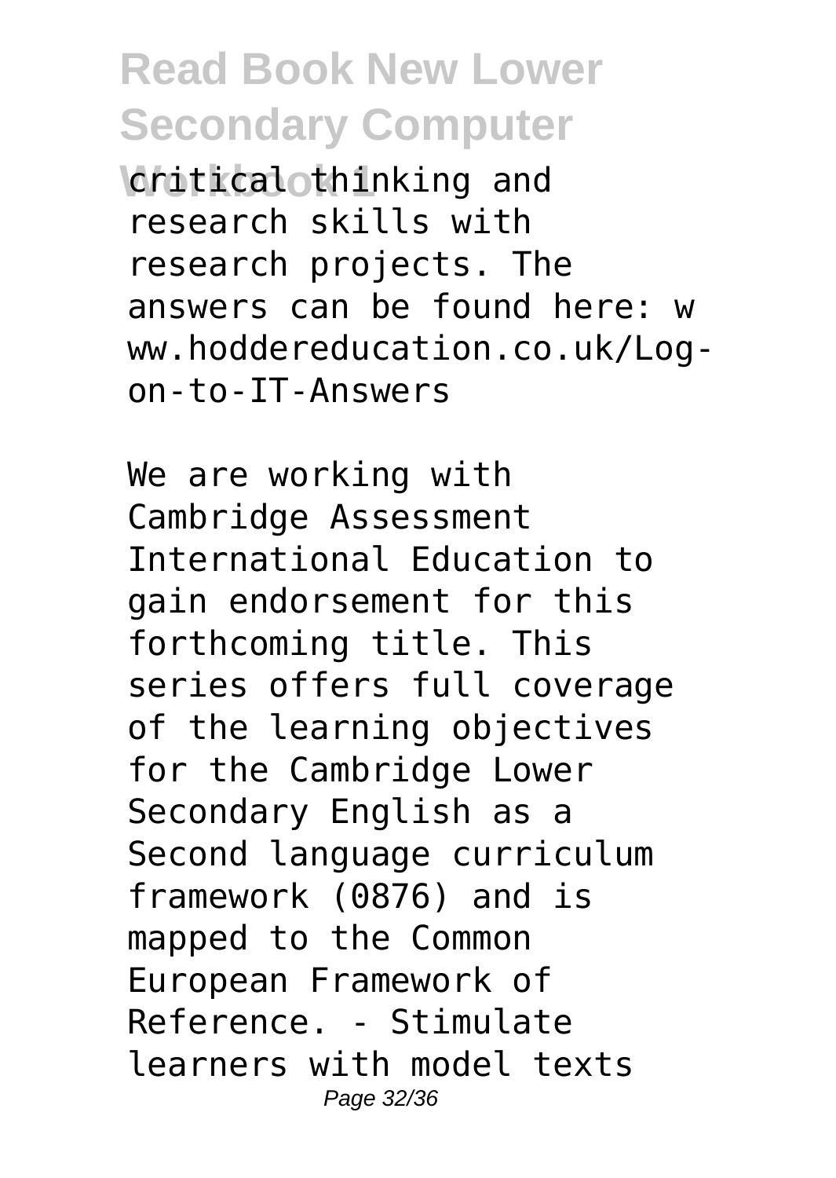critical thinking and research skills with research projects. The answers can be found here: www.hoddereducation.co.uk/Log-on-to-IT-Answers

We are working with Cambridge Assessment International Education to gain endorsement for this forthcoming title. This series offers full coverage of the learning objectives for the Cambridge Lower Secondary English as a Second language curriculum framework (0876) and is mapped to the Common European Framework of Reference. - Stimulate learners with model texts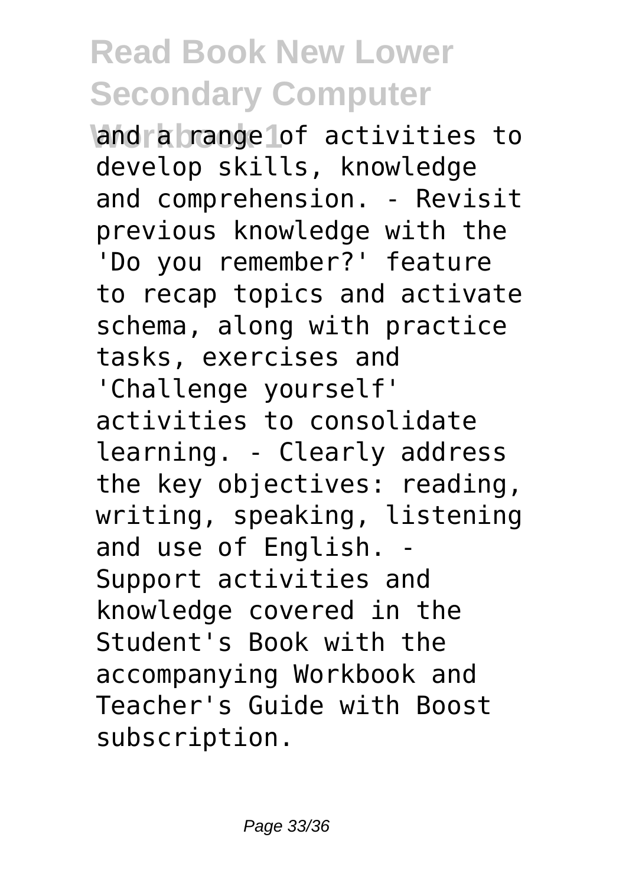and a range of activities to develop skills, knowledge and comprehension. - Revisit previous knowledge with the 'Do you remember?' feature to recap topics and activate schema, along with practice tasks, exercises and 'Challenge yourself' activities to consolidate learning. - Clearly address the key objectives: reading, writing, speaking, listening and use of English. - Support activities and knowledge covered in the Student's Book with the accompanying Workbook and Teacher's Guide with Boost subscription.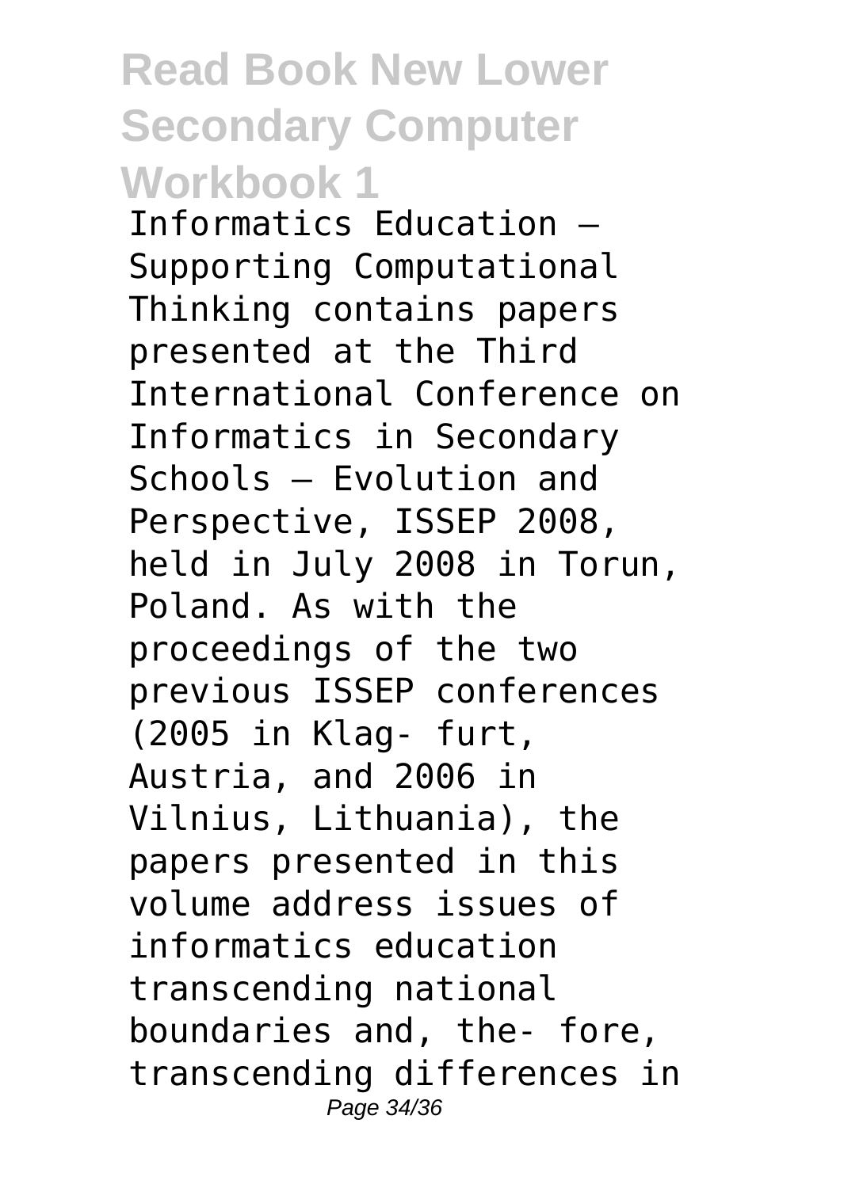Informatics Education – Supporting Computational Thinking contains papers presented at the Third International Conference on Informatics in Secondary Schools – Evolution and Perspective, ISSEP 2008, held in July 2008 in Torun, Poland. As with the proceedings of the two previous ISSEP conferences (2005 in Klag- furt, Austria, and 2006 in Vilnius, Lithuania), the papers presented in this volume address issues of informatics education transcending national boundaries and, the- fore, transcending differences in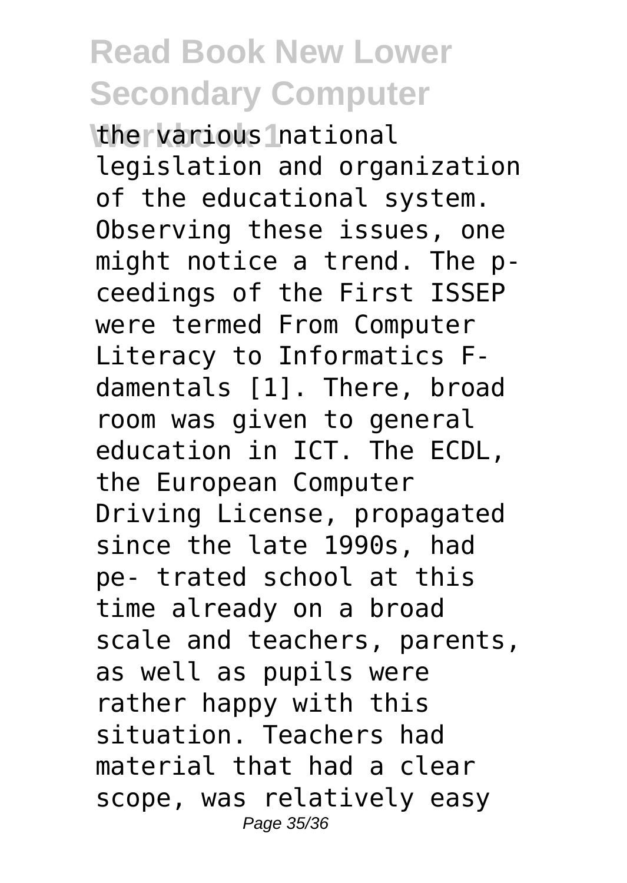the various national legislation and organization of the educational system. Observing these issues, one might notice a trend. The p- ceedings of the First ISSEP were termed From Computer Literacy to Informatics F- damentals [1]. There, broad room was given to general education in ICT. The ECDL, the European Computer Driving License, propagated since the late 1990s, had pe- trated school at this time already on a broad scale and teachers, parents, as well as pupils were rather happy with this situation. Teachers had material that had a clear scope, was relatively easy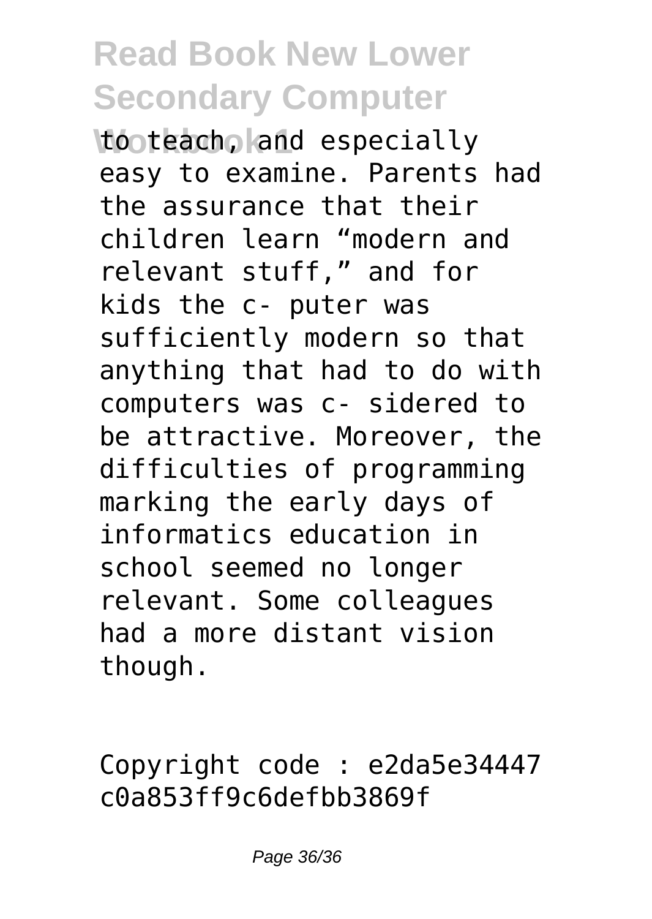to teach, and especially easy to examine. Parents had the assurance that their children learn “modern and relevant stuff,” and for kids the c- puter was sufficiently modern so that anything that had to do with computers was c- sidered to be attractive. Moreover, the difficulties of programming marking the early days of informatics education in school seemed no longer relevant. Some colleagues had a more distant vision though.

Copyright code : e2da5e34447c0a853ff9c6defbb3869f